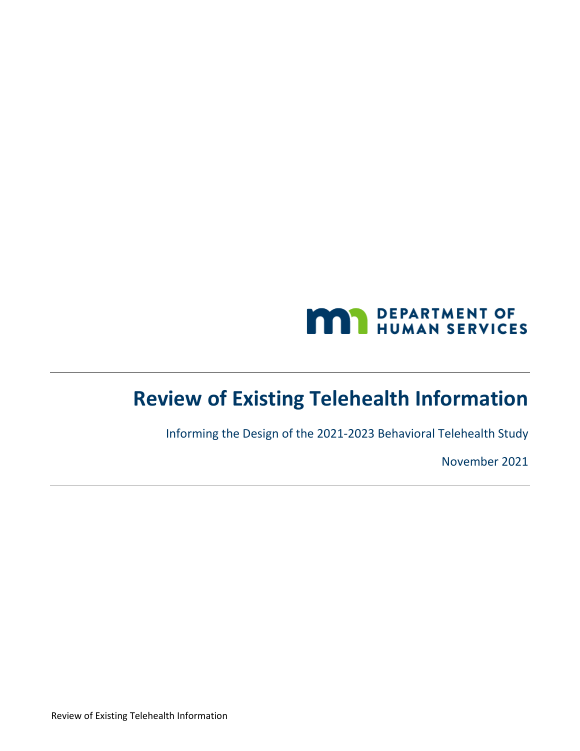DEPARTMENT OF HUMAN SERVICES

# Review of Existing Telehealth Information

Informing the Design of the 2021-2023 Behavioral Telehealth Study

November 2021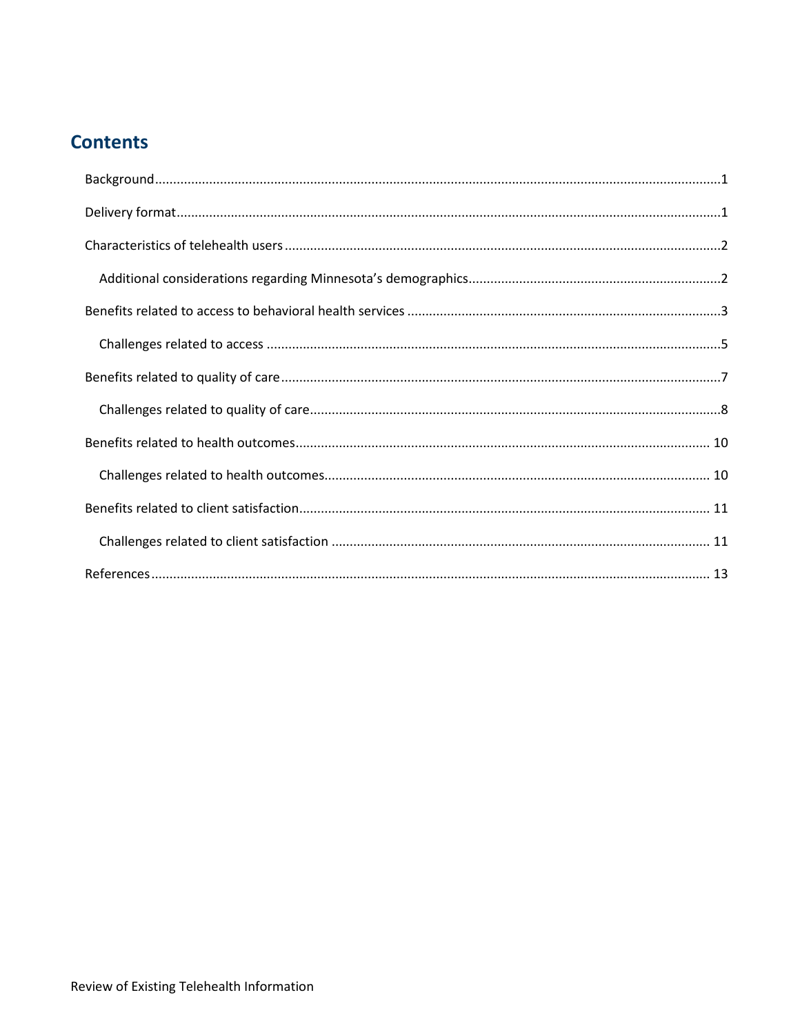## Contents

- Background....1
- Delivery format....1
- Characteristics of telehealth users....2
  - Additional considerations regarding Minnesota's demographics....2
- Benefits related to access to behavioral health services....3
  - Challenges related to access....5
- Benefits related to quality of care....7
  - Challenges related to quality of care....8
- Benefits related to health outcomes....10
  - Challenges related to health outcomes....10
- Benefits related to client satisfaction....11
  - Challenges related to client satisfaction....11
- References....13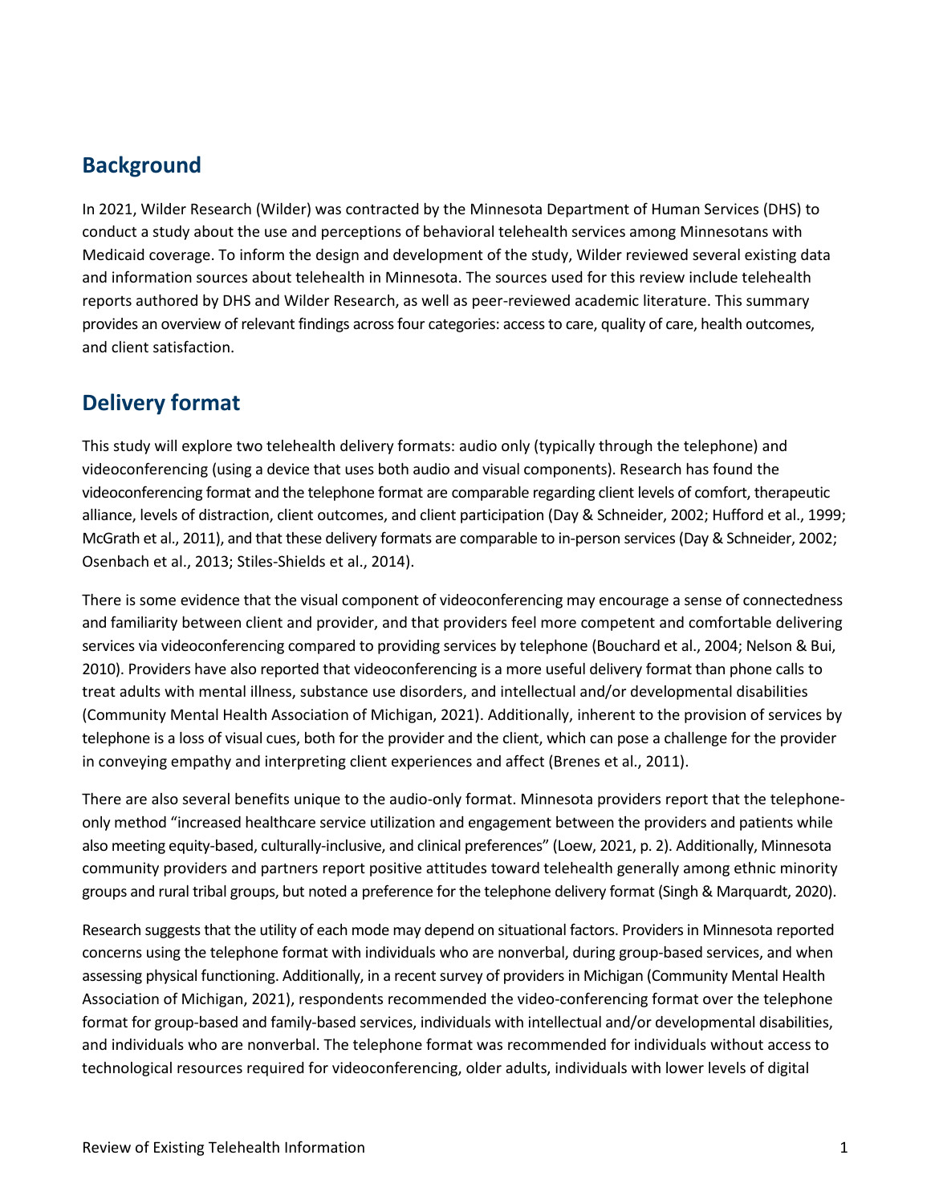## Background

In 2021, Wilder Research (Wilder) was contracted by the Minnesota Department of Human Services (DHS) to conduct a study about the use and perceptions of behavioral telehealth services among Minnesotans with Medicaid coverage. To inform the design and development of the study, Wilder reviewed several existing data and information sources about telehealth in Minnesota. The sources used for this review include telehealth reports authored by DHS and Wilder Research, as well as peer-reviewed academic literature. This summary provides an overview of relevant findings across four categories: access to care, quality of care, health outcomes, and client satisfaction.

## Delivery format

This study will explore two telehealth delivery formats: audio only (typically through the telephone) and videoconferencing (using a device that uses both audio and visual components). Research has found the videoconferencing format and the telephone format are comparable regarding client levels of comfort, therapeutic alliance, levels of distraction, client outcomes, and client participation (Day & Schneider, 2002; Hufford et al., 1999; McGrath et al., 2011), and that these delivery formats are comparable to in-person services (Day & Schneider, 2002; Osenbach et al., 2013; Stiles-Shields et al., 2014).

There is some evidence that the visual component of videoconferencing may encourage a sense of connectedness and familiarity between client and provider, and that providers feel more competent and comfortable delivering services via videoconferencing compared to providing services by telephone (Bouchard et al., 2004; Nelson & Bui, 2010). Providers have also reported that videoconferencing is a more useful delivery format than phone calls to treat adults with mental illness, substance use disorders, and intellectual and/or developmental disabilities (Community Mental Health Association of Michigan, 2021). Additionally, inherent to the provision of services by telephone is a loss of visual cues, both for the provider and the client, which can pose a challenge for the provider in conveying empathy and interpreting client experiences and affect (Brenes et al., 2011).

There are also several benefits unique to the audio-only format. Minnesota providers report that the telephone-only method "increased healthcare service utilization and engagement between the providers and patients while also meeting equity-based, culturally-inclusive, and clinical preferences" (Loew, 2021, p. 2). Additionally, Minnesota community providers and partners report positive attitudes toward telehealth generally among ethnic minority groups and rural tribal groups, but noted a preference for the telephone delivery format (Singh & Marquardt, 2020).

Research suggests that the utility of each mode may depend on situational factors. Providers in Minnesota reported concerns using the telephone format with individuals who are nonverbal, during group-based services, and when assessing physical functioning. Additionally, in a recent survey of providers in Michigan (Community Mental Health Association of Michigan, 2021), respondents recommended the video-conferencing format over the telephone format for group-based and family-based services, individuals with intellectual and/or developmental disabilities, and individuals who are nonverbal. The telephone format was recommended for individuals without access to technological resources required for videoconferencing, older adults, individuals with lower levels of digital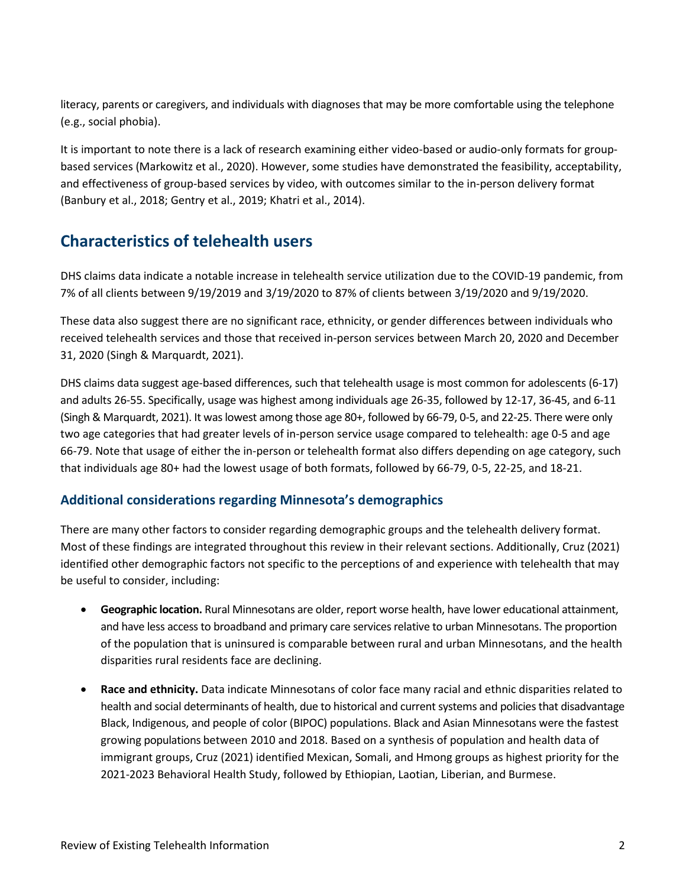literacy, parents or caregivers, and individuals with diagnoses that may be more comfortable using the telephone (e.g., social phobia).

It is important to note there is a lack of research examining either video-based or audio-only formats for group-based services (Markowitz et al., 2020). However, some studies have demonstrated the feasibility, acceptability, and effectiveness of group-based services by video, with outcomes similar to the in-person delivery format (Banbury et al., 2018; Gentry et al., 2019; Khatri et al., 2014).

## Characteristics of telehealth users

DHS claims data indicate a notable increase in telehealth service utilization due to the COVID-19 pandemic, from 7% of all clients between 9/19/2019 and 3/19/2020 to 87% of clients between 3/19/2020 and 9/19/2020.

These data also suggest there are no significant race, ethnicity, or gender differences between individuals who received telehealth services and those that received in-person services between March 20, 2020 and December 31, 2020 (Singh & Marquardt, 2021).

DHS claims data suggest age-based differences, such that telehealth usage is most common for adolescents (6-17) and adults 26-55. Specifically, usage was highest among individuals age 26-35, followed by 12-17, 36-45, and 6-11 (Singh & Marquardt, 2021). It was lowest among those age 80+, followed by 66-79, 0-5, and 22-25. There were only two age categories that had greater levels of in-person service usage compared to telehealth: age 0-5 and age 66-79. Note that usage of either the in-person or telehealth format also differs depending on age category, such that individuals age 80+ had the lowest usage of both formats, followed by 66-79, 0-5, 22-25, and 18-21.

### Additional considerations regarding Minnesota's demographics

There are many other factors to consider regarding demographic groups and the telehealth delivery format. Most of these findings are integrated throughout this review in their relevant sections. Additionally, Cruz (2021) identified other demographic factors not specific to the perceptions of and experience with telehealth that may be useful to consider, including:

- **Geographic location.** Rural Minnesotans are older, report worse health, have lower educational attainment, and have less access to broadband and primary care services relative to urban Minnesotans. The proportion of the population that is uninsured is comparable between rural and urban Minnesotans, and the health disparities rural residents face are declining.

- **Race and ethnicity.** Data indicate Minnesotans of color face many racial and ethnic disparities related to health and social determinants of health, due to historical and current systems and policies that disadvantage Black, Indigenous, and people of color (BIPOC) populations. Black and Asian Minnesotans were the fastest growing populations between 2010 and 2018. Based on a synthesis of population and health data of immigrant groups, Cruz (2021) identified Mexican, Somali, and Hmong groups as highest priority for the 2021-2023 Behavioral Health Study, followed by Ethiopian, Laotian, Liberian, and Burmese.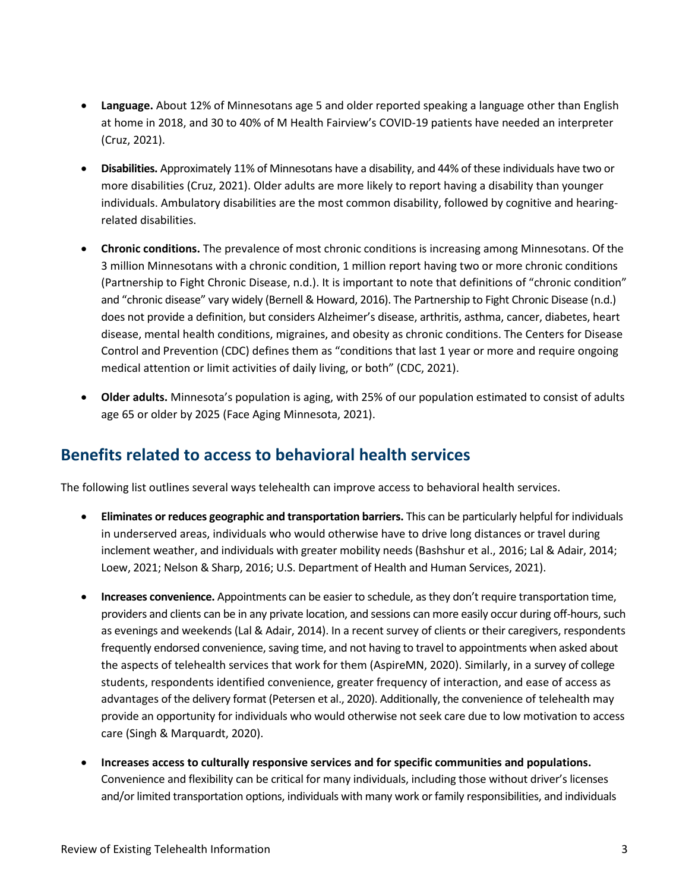- **Language.** About 12% of Minnesotans age 5 and older reported speaking a language other than English at home in 2018, and 30 to 40% of M Health Fairview's COVID-19 patients have needed an interpreter (Cruz, 2021).
- **Disabilities.** Approximately 11% of Minnesotans have a disability, and 44% of these individuals have two or more disabilities (Cruz, 2021). Older adults are more likely to report having a disability than younger individuals. Ambulatory disabilities are the most common disability, followed by cognitive and hearing-related disabilities.
- **Chronic conditions.** The prevalence of most chronic conditions is increasing among Minnesotans. Of the 3 million Minnesotans with a chronic condition, 1 million report having two or more chronic conditions (Partnership to Fight Chronic Disease, n.d.). It is important to note that definitions of "chronic condition" and "chronic disease" vary widely (Bernell & Howard, 2016). The Partnership to Fight Chronic Disease (n.d.) does not provide a definition, but considers Alzheimer's disease, arthritis, asthma, cancer, diabetes, heart disease, mental health conditions, migraines, and obesity as chronic conditions. The Centers for Disease Control and Prevention (CDC) defines them as "conditions that last 1 year or more and require ongoing medical attention or limit activities of daily living, or both" (CDC, 2021).
- **Older adults.** Minnesota's population is aging, with 25% of our population estimated to consist of adults age 65 or older by 2025 (Face Aging Minnesota, 2021).

## Benefits related to access to behavioral health services

The following list outlines several ways telehealth can improve access to behavioral health services.

- **Eliminates or reduces geographic and transportation barriers.** This can be particularly helpful for individuals in underserved areas, individuals who would otherwise have to drive long distances or travel during inclement weather, and individuals with greater mobility needs (Bashshur et al., 2016; Lal & Adair, 2014; Loew, 2021; Nelson & Sharp, 2016; U.S. Department of Health and Human Services, 2021).
- **Increases convenience.** Appointments can be easier to schedule, as they don't require transportation time, providers and clients can be in any private location, and sessions can more easily occur during off-hours, such as evenings and weekends (Lal & Adair, 2014). In a recent survey of clients or their caregivers, respondents frequently endorsed convenience, saving time, and not having to travel to appointments when asked about the aspects of telehealth services that work for them (AspireMN, 2020). Similarly, in a survey of college students, respondents identified convenience, greater frequency of interaction, and ease of access as advantages of the delivery format (Petersen et al., 2020). Additionally, the convenience of telehealth may provide an opportunity for individuals who would otherwise not seek care due to low motivation to access care (Singh & Marquardt, 2020).
- **Increases access to culturally responsive services and for specific communities and populations.** Convenience and flexibility can be critical for many individuals, including those without driver's licenses and/or limited transportation options, individuals with many work or family responsibilities, and individuals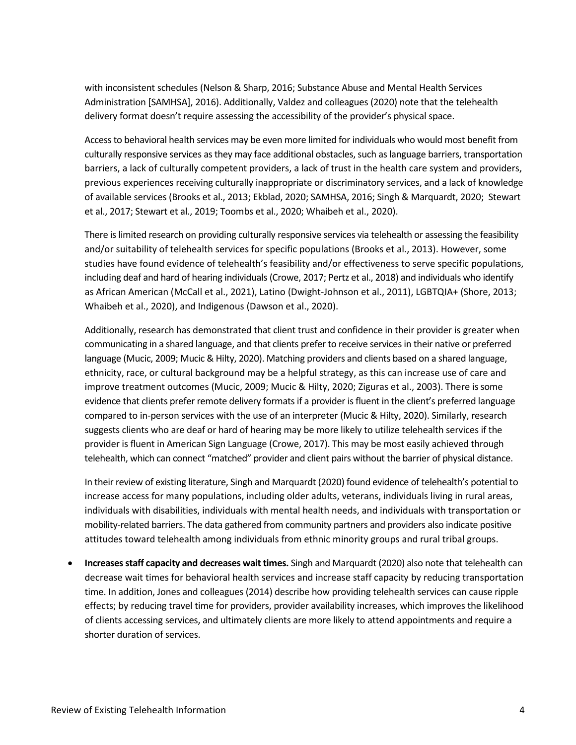with inconsistent schedules (Nelson & Sharp, 2016; Substance Abuse and Mental Health Services Administration [SAMHSA], 2016). Additionally, Valdez and colleagues (2020) note that the telehealth delivery format doesn't require assessing the accessibility of the provider's physical space.

Access to behavioral health services may be even more limited for individuals who would most benefit from culturally responsive services as they may face additional obstacles, such as language barriers, transportation barriers, a lack of culturally competent providers, a lack of trust in the health care system and providers, previous experiences receiving culturally inappropriate or discriminatory services, and a lack of knowledge of available services (Brooks et al., 2013; Ekblad, 2020; SAMHSA, 2016; Singh & Marquardt, 2020; Stewart et al., 2017; Stewart et al., 2019; Toombs et al., 2020; Whaibeh et al., 2020).

There is limited research on providing culturally responsive services via telehealth or assessing the feasibility and/or suitability of telehealth services for specific populations (Brooks et al., 2013). However, some studies have found evidence of telehealth's feasibility and/or effectiveness to serve specific populations, including deaf and hard of hearing individuals (Crowe, 2017; Pertz et al., 2018) and individuals who identify as African American (McCall et al., 2021), Latino (Dwight-Johnson et al., 2011), LGBTQIA+ (Shore, 2013; Whaibeh et al., 2020), and Indigenous (Dawson et al., 2020).

Additionally, research has demonstrated that client trust and confidence in their provider is greater when communicating in a shared language, and that clients prefer to receive services in their native or preferred language (Mucic, 2009; Mucic & Hilty, 2020). Matching providers and clients based on a shared language, ethnicity, race, or cultural background may be a helpful strategy, as this can increase use of care and improve treatment outcomes (Mucic, 2009; Mucic & Hilty, 2020; Ziguras et al., 2003). There is some evidence that clients prefer remote delivery formats if a provider is fluent in the client's preferred language compared to in-person services with the use of an interpreter (Mucic & Hilty, 2020). Similarly, research suggests clients who are deaf or hard of hearing may be more likely to utilize telehealth services if the provider is fluent in American Sign Language (Crowe, 2017). This may be most easily achieved through telehealth, which can connect "matched" provider and client pairs without the barrier of physical distance.

In their review of existing literature, Singh and Marquardt (2020) found evidence of telehealth's potential to increase access for many populations, including older adults, veterans, individuals living in rural areas, individuals with disabilities, individuals with mental health needs, and individuals with transportation or mobility-related barriers. The data gathered from community partners and providers also indicate positive attitudes toward telehealth among individuals from ethnic minority groups and rural tribal groups.

- **Increases staff capacity and decreases wait times.** Singh and Marquardt (2020) also note that telehealth can decrease wait times for behavioral health services and increase staff capacity by reducing transportation time. In addition, Jones and colleagues (2014) describe how providing telehealth services can cause ripple effects; by reducing travel time for providers, provider availability increases, which improves the likelihood of clients accessing services, and ultimately clients are more likely to attend appointments and require a shorter duration of services.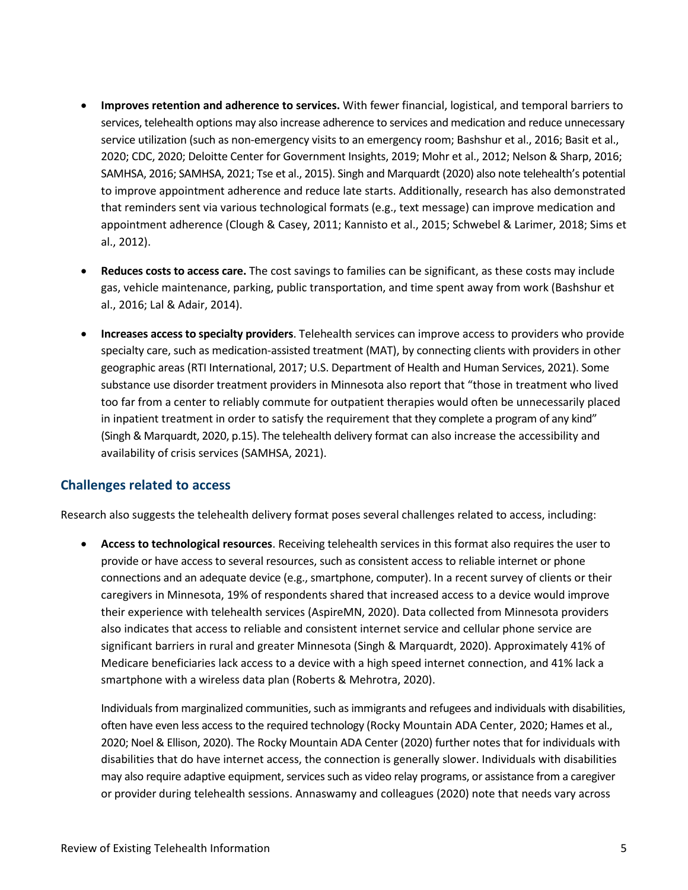- **Improves retention and adherence to services.** With fewer financial, logistical, and temporal barriers to services, telehealth options may also increase adherence to services and medication and reduce unnecessary service utilization (such as non-emergency visits to an emergency room; Bashshur et al., 2016; Basit et al., 2020; CDC, 2020; Deloitte Center for Government Insights, 2019; Mohr et al., 2012; Nelson & Sharp, 2016; SAMHSA, 2016; SAMHSA, 2021; Tse et al., 2015). Singh and Marquardt (2020) also note telehealth's potential to improve appointment adherence and reduce late starts. Additionally, research has also demonstrated that reminders sent via various technological formats (e.g., text message) can improve medication and appointment adherence (Clough & Casey, 2011; Kannisto et al., 2015; Schwebel & Larimer, 2018; Sims et al., 2012).

- **Reduces costs to access care.** The cost savings to families can be significant, as these costs may include gas, vehicle maintenance, parking, public transportation, and time spent away from work (Bashshur et al., 2016; Lal & Adair, 2014).

- **Increases access to specialty providers**. Telehealth services can improve access to providers who provide specialty care, such as medication-assisted treatment (MAT), by connecting clients with providers in other geographic areas (RTI International, 2017; U.S. Department of Health and Human Services, 2021). Some substance use disorder treatment providers in Minnesota also report that "those in treatment who lived too far from a center to reliably commute for outpatient therapies would often be unnecessarily placed in inpatient treatment in order to satisfy the requirement that they complete a program of any kind" (Singh & Marquardt, 2020, p.15). The telehealth delivery format can also increase the accessibility and availability of crisis services (SAMHSA, 2021).

## Challenges related to access

Research also suggests the telehealth delivery format poses several challenges related to access, including:

- **Access to technological resources**. Receiving telehealth services in this format also requires the user to provide or have access to several resources, such as consistent access to reliable internet or phone connections and an adequate device (e.g., smartphone, computer). In a recent survey of clients or their caregivers in Minnesota, 19% of respondents shared that increased access to a device would improve their experience with telehealth services (AspireMN, 2020). Data collected from Minnesota providers also indicates that access to reliable and consistent internet service and cellular phone service are significant barriers in rural and greater Minnesota (Singh & Marquardt, 2020). Approximately 41% of Medicare beneficiaries lack access to a device with a high speed internet connection, and 41% lack a smartphone with a wireless data plan (Roberts & Mehrotra, 2020).

  Individuals from marginalized communities, such as immigrants and refugees and individuals with disabilities, often have even less access to the required technology (Rocky Mountain ADA Center, 2020; Hames et al., 2020; Noel & Ellison, 2020). The Rocky Mountain ADA Center (2020) further notes that for individuals with disabilities that do have internet access, the connection is generally slower. Individuals with disabilities may also require adaptive equipment, services such as video relay programs, or assistance from a caregiver or provider during telehealth sessions. Annaswamy and colleagues (2020) note that needs vary across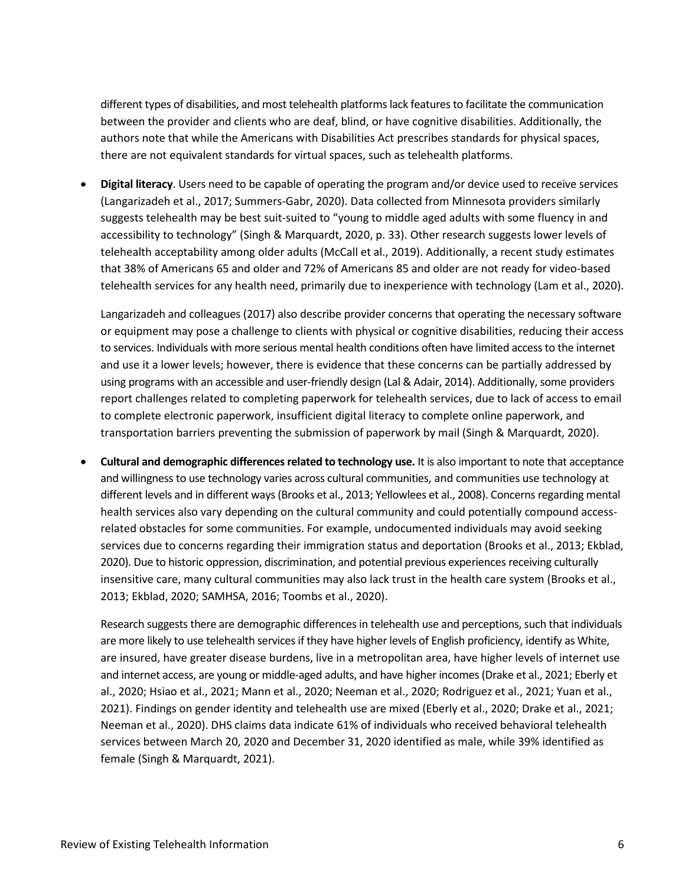different types of disabilities, and most telehealth platforms lack features to facilitate the communication between the provider and clients who are deaf, blind, or have cognitive disabilities. Additionally, the authors note that while the Americans with Disabilities Act prescribes standards for physical spaces, there are not equivalent standards for virtual spaces, such as telehealth platforms.

- **Digital literacy**. Users need to be capable of operating the program and/or device used to receive services (Langarizadeh et al., 2017; Summers-Gabr, 2020). Data collected from Minnesota providers similarly suggests telehealth may be best suit-suited to "young to middle aged adults with some fluency in and accessibility to technology" (Singh & Marquardt, 2020, p. 33). Other research suggests lower levels of telehealth acceptability among older adults (McCall et al., 2019). Additionally, a recent study estimates that 38% of Americans 65 and older and 72% of Americans 85 and older are not ready for video-based telehealth services for any health need, primarily due to inexperience with technology (Lam et al., 2020).

  Langarizadeh and colleagues (2017) also describe provider concerns that operating the necessary software or equipment may pose a challenge to clients with physical or cognitive disabilities, reducing their access to services. Individuals with more serious mental health conditions often have limited access to the internet and use it a lower levels; however, there is evidence that these concerns can be partially addressed by using programs with an accessible and user-friendly design (Lal & Adair, 2014). Additionally, some providers report challenges related to completing paperwork for telehealth services, due to lack of access to email to complete electronic paperwork, insufficient digital literacy to complete online paperwork, and transportation barriers preventing the submission of paperwork by mail (Singh & Marquardt, 2020).

- **Cultural and demographic differences related to technology use.** It is also important to note that acceptance and willingness to use technology varies across cultural communities, and communities use technology at different levels and in different ways (Brooks et al., 2013; Yellowlees et al., 2008). Concerns regarding mental health services also vary depending on the cultural community and could potentially compound access-related obstacles for some communities. For example, undocumented individuals may avoid seeking services due to concerns regarding their immigration status and deportation (Brooks et al., 2013; Ekblad, 2020). Due to historic oppression, discrimination, and potential previous experiences receiving culturally insensitive care, many cultural communities may also lack trust in the health care system (Brooks et al., 2013; Ekblad, 2020; SAMHSA, 2016; Toombs et al., 2020).

  Research suggests there are demographic differences in telehealth use and perceptions, such that individuals are more likely to use telehealth services if they have higher levels of English proficiency, identify as White, are insured, have greater disease burdens, live in a metropolitan area, have higher levels of internet use and internet access, are young or middle-aged adults, and have higher incomes (Drake et al., 2021; Eberly et al., 2020; Hsiao et al., 2021; Mann et al., 2020; Neeman et al., 2020; Rodriguez et al., 2021; Yuan et al., 2021). Findings on gender identity and telehealth use are mixed (Eberly et al., 2020; Drake et al., 2021; Neeman et al., 2020). DHS claims data indicate 61% of individuals who received behavioral telehealth services between March 20, 2020 and December 31, 2020 identified as male, while 39% identified as female (Singh & Marquardt, 2021).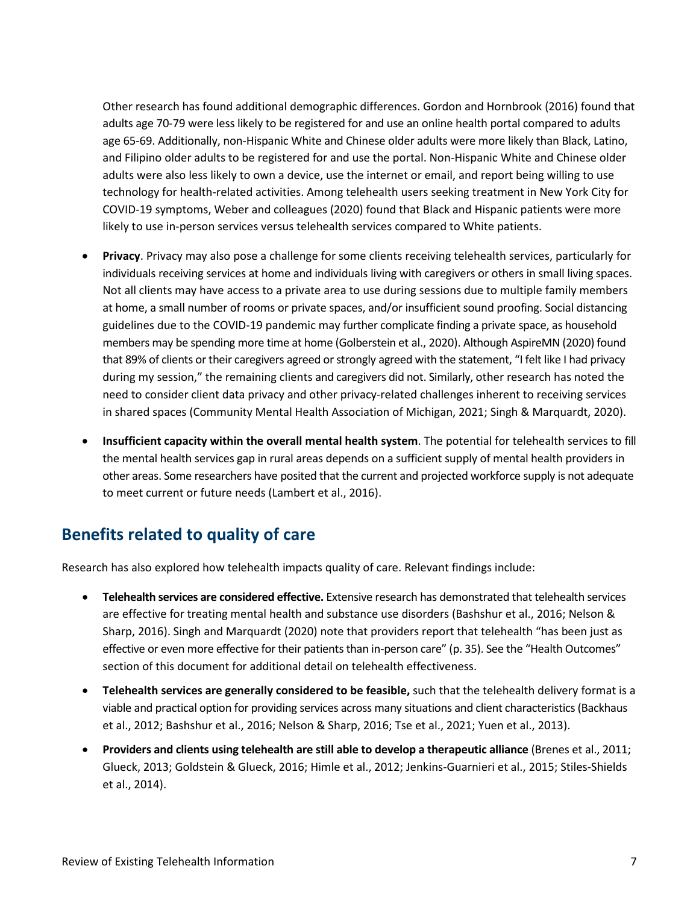Other research has found additional demographic differences. Gordon and Hornbrook (2016) found that adults age 70-79 were less likely to be registered for and use an online health portal compared to adults age 65-69. Additionally, non-Hispanic White and Chinese older adults were more likely than Black, Latino, and Filipino older adults to be registered for and use the portal. Non-Hispanic White and Chinese older adults were also less likely to own a device, use the internet or email, and report being willing to use technology for health-related activities. Among telehealth users seeking treatment in New York City for COVID-19 symptoms, Weber and colleagues (2020) found that Black and Hispanic patients were more likely to use in-person services versus telehealth services compared to White patients.

- **Privacy**. Privacy may also pose a challenge for some clients receiving telehealth services, particularly for individuals receiving services at home and individuals living with caregivers or others in small living spaces. Not all clients may have access to a private area to use during sessions due to multiple family members at home, a small number of rooms or private spaces, and/or insufficient sound proofing. Social distancing guidelines due to the COVID-19 pandemic may further complicate finding a private space, as household members may be spending more time at home (Golberstein et al., 2020). Although AspireMN (2020) found that 89% of clients or their caregivers agreed or strongly agreed with the statement, "I felt like I had privacy during my session," the remaining clients and caregivers did not. Similarly, other research has noted the need to consider client data privacy and other privacy-related challenges inherent to receiving services in shared spaces (Community Mental Health Association of Michigan, 2021; Singh & Marquardt, 2020).
- **Insufficient capacity within the overall mental health system**. The potential for telehealth services to fill the mental health services gap in rural areas depends on a sufficient supply of mental health providers in other areas. Some researchers have posited that the current and projected workforce supply is not adequate to meet current or future needs (Lambert et al., 2016).

## Benefits related to quality of care

Research has also explored how telehealth impacts quality of care. Relevant findings include:

- **Telehealth services are considered effective.** Extensive research has demonstrated that telehealth services are effective for treating mental health and substance use disorders (Bashshur et al., 2016; Nelson & Sharp, 2016). Singh and Marquardt (2020) note that providers report that telehealth "has been just as effective or even more effective for their patients than in-person care" (p. 35). See the "Health Outcomes" section of this document for additional detail on telehealth effectiveness.
- **Telehealth services are generally considered to be feasible,** such that the telehealth delivery format is a viable and practical option for providing services across many situations and client characteristics (Backhaus et al., 2012; Bashshur et al., 2016; Nelson & Sharp, 2016; Tse et al., 2021; Yuen et al., 2013).
- **Providers and clients using telehealth are still able to develop a therapeutic alliance** (Brenes et al., 2011; Glueck, 2013; Goldstein & Glueck, 2016; Himle et al., 2012; Jenkins-Guarnieri et al., 2015; Stiles-Shields et al., 2014).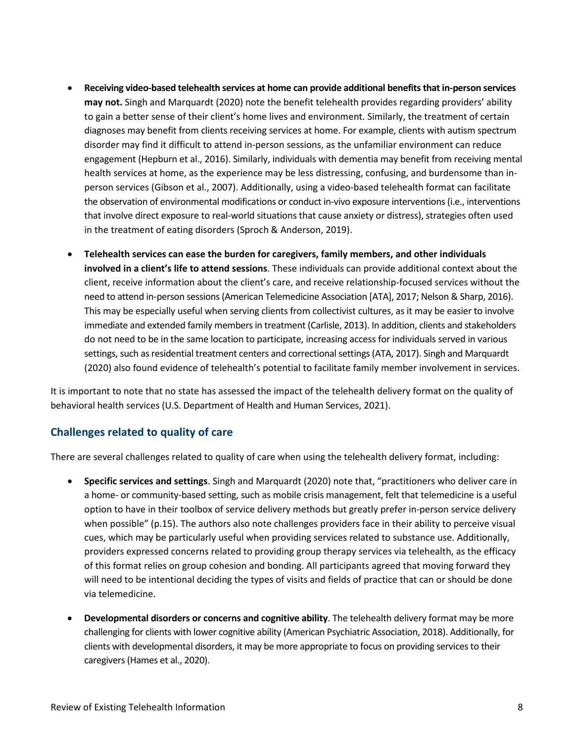- **Receiving video-based telehealth services at home can provide additional benefits that in-person services may not.** Singh and Marquardt (2020) note the benefit telehealth provides regarding providers' ability to gain a better sense of their client's home lives and environment. Similarly, the treatment of certain diagnoses may benefit from clients receiving services at home. For example, clients with autism spectrum disorder may find it difficult to attend in-person sessions, as the unfamiliar environment can reduce engagement (Hepburn et al., 2016). Similarly, individuals with dementia may benefit from receiving mental health services at home, as the experience may be less distressing, confusing, and burdensome than in-person services (Gibson et al., 2007). Additionally, using a video-based telehealth format can facilitate the observation of environmental modifications or conduct in-vivo exposure interventions (i.e., interventions that involve direct exposure to real-world situations that cause anxiety or distress), strategies often used in the treatment of eating disorders (Sproch & Anderson, 2019).

- **Telehealth services can ease the burden for caregivers, family members, and other individuals involved in a client's life to attend sessions**. These individuals can provide additional context about the client, receive information about the client's care, and receive relationship-focused services without the need to attend in-person sessions (American Telemedicine Association [ATA], 2017; Nelson & Sharp, 2016). This may be especially useful when serving clients from collectivist cultures, as it may be easier to involve immediate and extended family members in treatment (Carlisle, 2013). In addition, clients and stakeholders do not need to be in the same location to participate, increasing access for individuals served in various settings, such as residential treatment centers and correctional settings (ATA, 2017). Singh and Marquardt (2020) also found evidence of telehealth's potential to facilitate family member involvement in services.

It is important to note that no state has assessed the impact of the telehealth delivery format on the quality of behavioral health services (U.S. Department of Health and Human Services, 2021).

## Challenges related to quality of care

There are several challenges related to quality of care when using the telehealth delivery format, including:

- **Specific services and settings**. Singh and Marquardt (2020) note that, "practitioners who deliver care in a home- or community-based setting, such as mobile crisis management, felt that telemedicine is a useful option to have in their toolbox of service delivery methods but greatly prefer in-person service delivery when possible" (p.15). The authors also note challenges providers face in their ability to perceive visual cues, which may be particularly useful when providing services related to substance use. Additionally, providers expressed concerns related to providing group therapy services via telehealth, as the efficacy of this format relies on group cohesion and bonding. All participants agreed that moving forward they will need to be intentional deciding the types of visits and fields of practice that can or should be done via telemedicine.

- **Developmental disorders or concerns and cognitive ability**. The telehealth delivery format may be more challenging for clients with lower cognitive ability (American Psychiatric Association, 2018). Additionally, for clients with developmental disorders, it may be more appropriate to focus on providing services to their caregivers (Hames et al., 2020).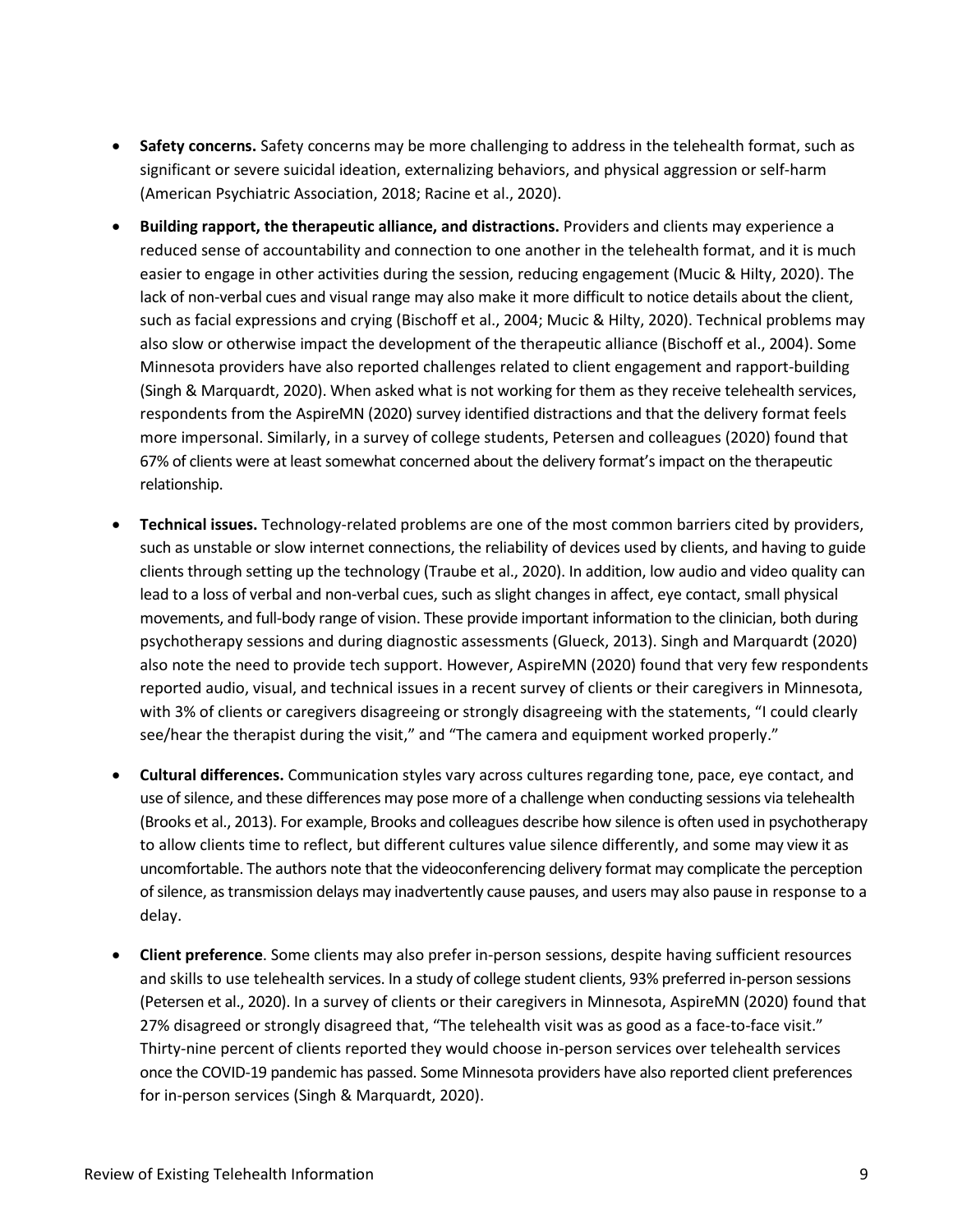- **Safety concerns.** Safety concerns may be more challenging to address in the telehealth format, such as significant or severe suicidal ideation, externalizing behaviors, and physical aggression or self-harm (American Psychiatric Association, 2018; Racine et al., 2020).

- **Building rapport, the therapeutic alliance, and distractions.** Providers and clients may experience a reduced sense of accountability and connection to one another in the telehealth format, and it is much easier to engage in other activities during the session, reducing engagement (Mucic & Hilty, 2020). The lack of non-verbal cues and visual range may also make it more difficult to notice details about the client, such as facial expressions and crying (Bischoff et al., 2004; Mucic & Hilty, 2020). Technical problems may also slow or otherwise impact the development of the therapeutic alliance (Bischoff et al., 2004). Some Minnesota providers have also reported challenges related to client engagement and rapport-building (Singh & Marquardt, 2020). When asked what is not working for them as they receive telehealth services, respondents from the AspireMN (2020) survey identified distractions and that the delivery format feels more impersonal. Similarly, in a survey of college students, Petersen and colleagues (2020) found that 67% of clients were at least somewhat concerned about the delivery format's impact on the therapeutic relationship.

- **Technical issues.** Technology-related problems are one of the most common barriers cited by providers, such as unstable or slow internet connections, the reliability of devices used by clients, and having to guide clients through setting up the technology (Traube et al., 2020). In addition, low audio and video quality can lead to a loss of verbal and non-verbal cues, such as slight changes in affect, eye contact, small physical movements, and full-body range of vision. These provide important information to the clinician, both during psychotherapy sessions and during diagnostic assessments (Glueck, 2013). Singh and Marquardt (2020) also note the need to provide tech support. However, AspireMN (2020) found that very few respondents reported audio, visual, and technical issues in a recent survey of clients or their caregivers in Minnesota, with 3% of clients or caregivers disagreeing or strongly disagreeing with the statements, "I could clearly see/hear the therapist during the visit," and "The camera and equipment worked properly."

- **Cultural differences.** Communication styles vary across cultures regarding tone, pace, eye contact, and use of silence, and these differences may pose more of a challenge when conducting sessions via telehealth (Brooks et al., 2013). For example, Brooks and colleagues describe how silence is often used in psychotherapy to allow clients time to reflect, but different cultures value silence differently, and some may view it as uncomfortable. The authors note that the videoconferencing delivery format may complicate the perception of silence, as transmission delays may inadvertently cause pauses, and users may also pause in response to a delay.

- **Client preference**. Some clients may also prefer in-person sessions, despite having sufficient resources and skills to use telehealth services. In a study of college student clients, 93% preferred in-person sessions (Petersen et al., 2020). In a survey of clients or their caregivers in Minnesota, AspireMN (2020) found that 27% disagreed or strongly disagreed that, "The telehealth visit was as good as a face-to-face visit." Thirty-nine percent of clients reported they would choose in-person services over telehealth services once the COVID-19 pandemic has passed. Some Minnesota providers have also reported client preferences for in-person services (Singh & Marquardt, 2020).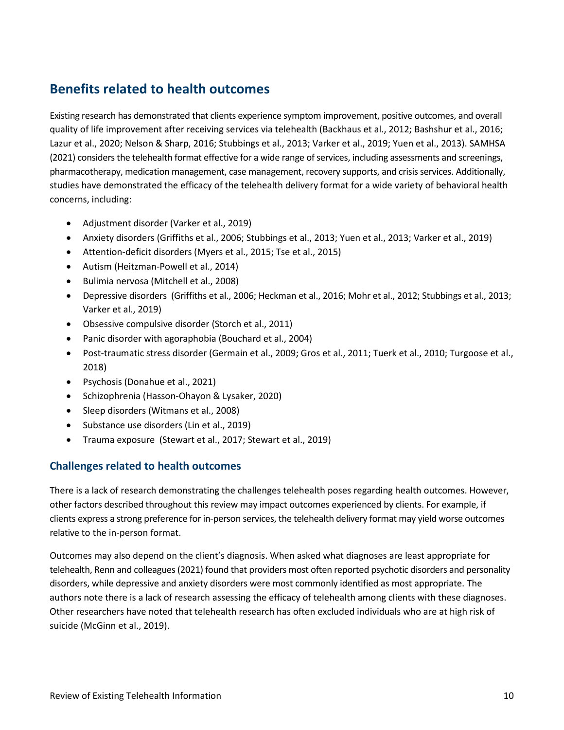## Benefits related to health outcomes

Existing research has demonstrated that clients experience symptom improvement, positive outcomes, and overall quality of life improvement after receiving services via telehealth (Backhaus et al., 2012; Bashshur et al., 2016; Lazur et al., 2020; Nelson & Sharp, 2016; Stubbings et al., 2013; Varker et al., 2019; Yuen et al., 2013). SAMHSA (2021) considers the telehealth format effective for a wide range of services, including assessments and screenings, pharmacotherapy, medication management, case management, recovery supports, and crisis services. Additionally, studies have demonstrated the efficacy of the telehealth delivery format for a wide variety of behavioral health concerns, including:

- Adjustment disorder (Varker et al., 2019)
- Anxiety disorders (Griffiths et al., 2006; Stubbings et al., 2013; Yuen et al., 2013; Varker et al., 2019)
- Attention-deficit disorders (Myers et al., 2015; Tse et al., 2015)
- Autism (Heitzman-Powell et al., 2014)
- Bulimia nervosa (Mitchell et al., 2008)
- Depressive disorders (Griffiths et al., 2006; Heckman et al., 2016; Mohr et al., 2012; Stubbings et al., 2013; Varker et al., 2019)
- Obsessive compulsive disorder (Storch et al., 2011)
- Panic disorder with agoraphobia (Bouchard et al., 2004)
- Post-traumatic stress disorder (Germain et al., 2009; Gros et al., 2011; Tuerk et al., 2010; Turgoose et al., 2018)
- Psychosis (Donahue et al., 2021)
- Schizophrenia (Hasson-Ohayon & Lysaker, 2020)
- Sleep disorders (Witmans et al., 2008)
- Substance use disorders (Lin et al., 2019)
- Trauma exposure (Stewart et al., 2017; Stewart et al., 2019)

### Challenges related to health outcomes

There is a lack of research demonstrating the challenges telehealth poses regarding health outcomes. However, other factors described throughout this review may impact outcomes experienced by clients. For example, if clients express a strong preference for in-person services, the telehealth delivery format may yield worse outcomes relative to the in-person format.

Outcomes may also depend on the client's diagnosis. When asked what diagnoses are least appropriate for telehealth, Renn and colleagues (2021) found that providers most often reported psychotic disorders and personality disorders, while depressive and anxiety disorders were most commonly identified as most appropriate. The authors note there is a lack of research assessing the efficacy of telehealth among clients with these diagnoses. Other researchers have noted that telehealth research has often excluded individuals who are at high risk of suicide (McGinn et al., 2019).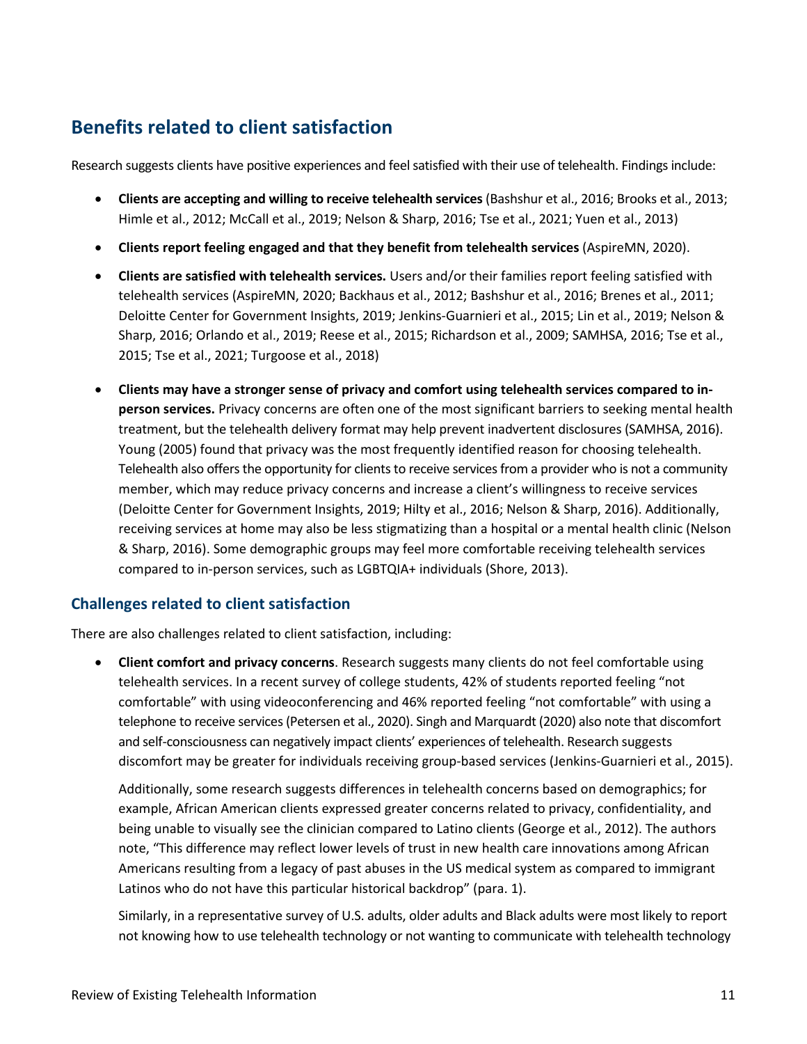## Benefits related to client satisfaction

Research suggests clients have positive experiences and feel satisfied with their use of telehealth. Findings include:

- **Clients are accepting and willing to receive telehealth services** (Bashshur et al., 2016; Brooks et al., 2013; Himle et al., 2012; McCall et al., 2019; Nelson & Sharp, 2016; Tse et al., 2021; Yuen et al., 2013)
- **Clients report feeling engaged and that they benefit from telehealth services** (AspireMN, 2020).
- **Clients are satisfied with telehealth services.** Users and/or their families report feeling satisfied with telehealth services (AspireMN, 2020; Backhaus et al., 2012; Bashshur et al., 2016; Brenes et al., 2011; Deloitte Center for Government Insights, 2019; Jenkins-Guarnieri et al., 2015; Lin et al., 2019; Nelson & Sharp, 2016; Orlando et al., 2019; Reese et al., 2015; Richardson et al., 2009; SAMHSA, 2016; Tse et al., 2015; Tse et al., 2021; Turgoose et al., 2018)
- **Clients may have a stronger sense of privacy and comfort using telehealth services compared to in-person services.** Privacy concerns are often one of the most significant barriers to seeking mental health treatment, but the telehealth delivery format may help prevent inadvertent disclosures (SAMHSA, 2016). Young (2005) found that privacy was the most frequently identified reason for choosing telehealth. Telehealth also offers the opportunity for clients to receive services from a provider who is not a community member, which may reduce privacy concerns and increase a client's willingness to receive services (Deloitte Center for Government Insights, 2019; Hilty et al., 2016; Nelson & Sharp, 2016). Additionally, receiving services at home may also be less stigmatizing than a hospital or a mental health clinic (Nelson & Sharp, 2016). Some demographic groups may feel more comfortable receiving telehealth services compared to in-person services, such as LGBTQIA+ individuals (Shore, 2013).

### Challenges related to client satisfaction

There are also challenges related to client satisfaction, including:

- **Client comfort and privacy concerns**. Research suggests many clients do not feel comfortable using telehealth services. In a recent survey of college students, 42% of students reported feeling "not comfortable" with using videoconferencing and 46% reported feeling "not comfortable" with using a telephone to receive services (Petersen et al., 2020). Singh and Marquardt (2020) also note that discomfort and self-consciousness can negatively impact clients' experiences of telehealth. Research suggests discomfort may be greater for individuals receiving group-based services (Jenkins-Guarnieri et al., 2015).

  Additionally, some research suggests differences in telehealth concerns based on demographics; for example, African American clients expressed greater concerns related to privacy, confidentiality, and being unable to visually see the clinician compared to Latino clients (George et al., 2012). The authors note, "This difference may reflect lower levels of trust in new health care innovations among African Americans resulting from a legacy of past abuses in the US medical system as compared to immigrant Latinos who do not have this particular historical backdrop" (para. 1).

  Similarly, in a representative survey of U.S. adults, older adults and Black adults were most likely to report not knowing how to use telehealth technology or not wanting to communicate with telehealth technology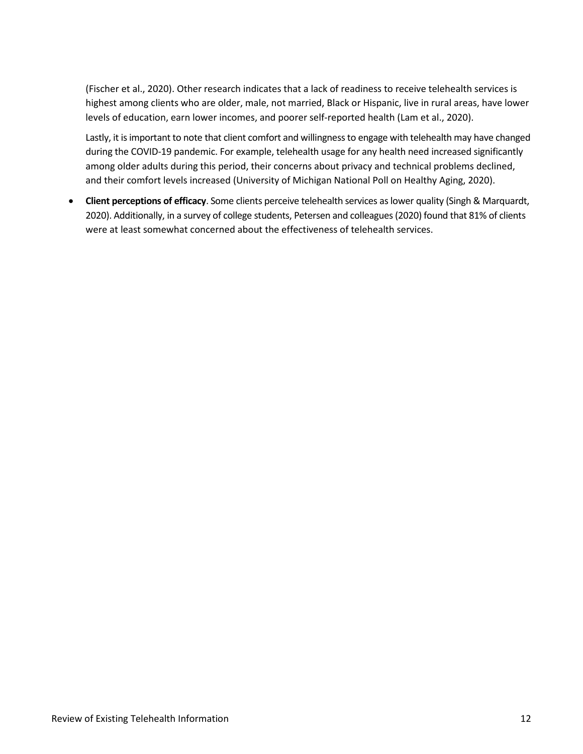(Fischer et al., 2020). Other research indicates that a lack of readiness to receive telehealth services is highest among clients who are older, male, not married, Black or Hispanic, live in rural areas, have lower levels of education, earn lower incomes, and poorer self-reported health (Lam et al., 2020).

Lastly, it is important to note that client comfort and willingness to engage with telehealth may have changed during the COVID-19 pandemic. For example, telehealth usage for any health need increased significantly among older adults during this period, their concerns about privacy and technical problems declined, and their comfort levels increased (University of Michigan National Poll on Healthy Aging, 2020).

- **Client perceptions of efficacy**. Some clients perceive telehealth services as lower quality (Singh & Marquardt, 2020). Additionally, in a survey of college students, Petersen and colleagues (2020) found that 81% of clients were at least somewhat concerned about the effectiveness of telehealth services.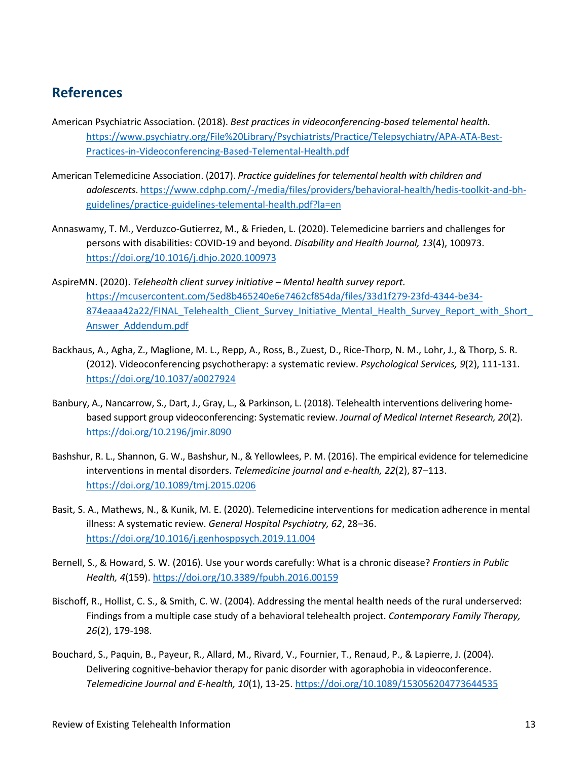## References

American Psychiatric Association. (2018). *Best practices in videoconferencing-based telemental health.* https://www.psychiatry.org/File%20Library/Psychiatrists/Practice/Telepsychiatry/APA-ATA-Best-Practices-in-Videoconferencing-Based-Telemental-Health.pdf

American Telemedicine Association. (2017). *Practice guidelines for telemental health with children and adolescents*. https://www.cdphp.com/-/media/files/providers/behavioral-health/hedis-toolkit-and-bh-guidelines/practice-guidelines-telemental-health.pdf?la=en

Annaswamy, T. M., Verduzco-Gutierrez, M., & Frieden, L. (2020). Telemedicine barriers and challenges for persons with disabilities: COVID-19 and beyond. *Disability and Health Journal, 13*(4), 100973. https://doi.org/10.1016/j.dhjo.2020.100973

AspireMN. (2020). *Telehealth client survey initiative – Mental health survey report.* https://mcusercontent.com/5ed8b465240e6e7462cf854da/files/33d1f279-23fd-4344-be34-874eaaa42a22/FINAL_Telehealth_Client_Survey_Initiative_Mental_Health_Survey_Report_with_Short_Answer_Addendum.pdf

Backhaus, A., Agha, Z., Maglione, M. L., Repp, A., Ross, B., Zuest, D., Rice-Thorp, N. M., Lohr, J., & Thorp, S. R. (2012). Videoconferencing psychotherapy: a systematic review. *Psychological Services, 9*(2), 111-131. https://doi.org/10.1037/a0027924

Banbury, A., Nancarrow, S., Dart, J., Gray, L., & Parkinson, L. (2018). Telehealth interventions delivering home-based support group videoconferencing: Systematic review. *Journal of Medical Internet Research, 20*(2). https://doi.org/10.2196/jmir.8090

Bashshur, R. L., Shannon, G. W., Bashshur, N., & Yellowlees, P. M. (2016). The empirical evidence for telemedicine interventions in mental disorders. *Telemedicine journal and e-health, 22*(2), 87–113. https://doi.org/10.1089/tmj.2015.0206

Basit, S. A., Mathews, N., & Kunik, M. E. (2020). Telemedicine interventions for medication adherence in mental illness: A systematic review. *General Hospital Psychiatry, 62*, 28–36. https://doi.org/10.1016/j.genhosppsych.2019.11.004

Bernell, S., & Howard, S. W. (2016). Use your words carefully: What is a chronic disease? *Frontiers in Public Health, 4*(159). https://doi.org/10.3389/fpubh.2016.00159

Bischoff, R., Hollist, C. S., & Smith, C. W. (2004). Addressing the mental health needs of the rural underserved: Findings from a multiple case study of a behavioral telehealth project. *Contemporary Family Therapy, 26*(2), 179-198.

Bouchard, S., Paquin, B., Payeur, R., Allard, M., Rivard, V., Fournier, T., Renaud, P., & Lapierre, J. (2004). Delivering cognitive-behavior therapy for panic disorder with agoraphobia in videoconference. *Telemedicine Journal and E-health, 10*(1), 13-25. https://doi.org/10.1089/153056204773644535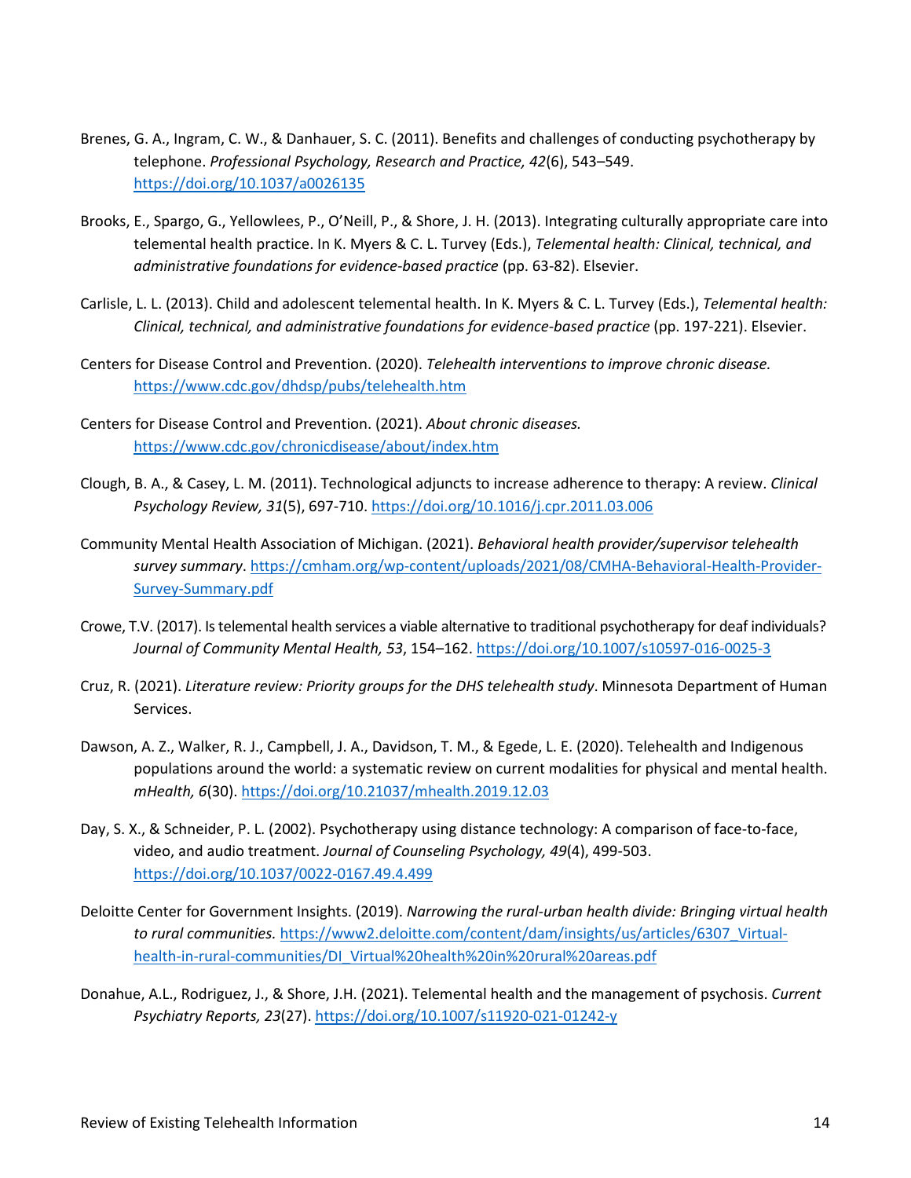Brenes, G. A., Ingram, C. W., & Danhauer, S. C. (2011). Benefits and challenges of conducting psychotherapy by telephone. *Professional Psychology, Research and Practice, 42*(6), 543–549. https://doi.org/10.1037/a0026135

Brooks, E., Spargo, G., Yellowlees, P., O'Neill, P., & Shore, J. H. (2013). Integrating culturally appropriate care into telemental health practice. In K. Myers & C. L. Turvey (Eds.), *Telemental health: Clinical, technical, and administrative foundations for evidence-based practice* (pp. 63-82). Elsevier.

Carlisle, L. L. (2013). Child and adolescent telemental health. In K. Myers & C. L. Turvey (Eds.), *Telemental health: Clinical, technical, and administrative foundations for evidence-based practice* (pp. 197-221). Elsevier.

Centers for Disease Control and Prevention. (2020). *Telehealth interventions to improve chronic disease.* https://www.cdc.gov/dhdsp/pubs/telehealth.htm

Centers for Disease Control and Prevention. (2021). *About chronic diseases.* https://www.cdc.gov/chronicdisease/about/index.htm

Clough, B. A., & Casey, L. M. (2011). Technological adjuncts to increase adherence to therapy: A review. *Clinical Psychology Review, 31*(5), 697-710. https://doi.org/10.1016/j.cpr.2011.03.006

Community Mental Health Association of Michigan. (2021). *Behavioral health provider/supervisor telehealth survey summary*. https://cmham.org/wp-content/uploads/2021/08/CMHA-Behavioral-Health-Provider-Survey-Summary.pdf

Crowe, T.V. (2017). Is telemental health services a viable alternative to traditional psychotherapy for deaf individuals? *Journal of Community Mental Health, 53*, 154–162. https://doi.org/10.1007/s10597-016-0025-3

Cruz, R. (2021). *Literature review: Priority groups for the DHS telehealth study*. Minnesota Department of Human Services.

Dawson, A. Z., Walker, R. J., Campbell, J. A., Davidson, T. M., & Egede, L. E. (2020). Telehealth and Indigenous populations around the world: a systematic review on current modalities for physical and mental health. *mHealth, 6*(30). https://doi.org/10.21037/mhealth.2019.12.03

Day, S. X., & Schneider, P. L. (2002). Psychotherapy using distance technology: A comparison of face-to-face, video, and audio treatment. *Journal of Counseling Psychology, 49*(4), 499-503. https://doi.org/10.1037/0022-0167.49.4.499

Deloitte Center for Government Insights. (2019). *Narrowing the rural-urban health divide: Bringing virtual health to rural communities.* https://www2.deloitte.com/content/dam/insights/us/articles/6307_Virtual-health-in-rural-communities/DI_Virtual%20health%20in%20rural%20areas.pdf

Donahue, A.L., Rodriguez, J., & Shore, J.H. (2021). Telemental health and the management of psychosis. *Current Psychiatry Reports, 23*(27). https://doi.org/10.1007/s11920-021-01242-y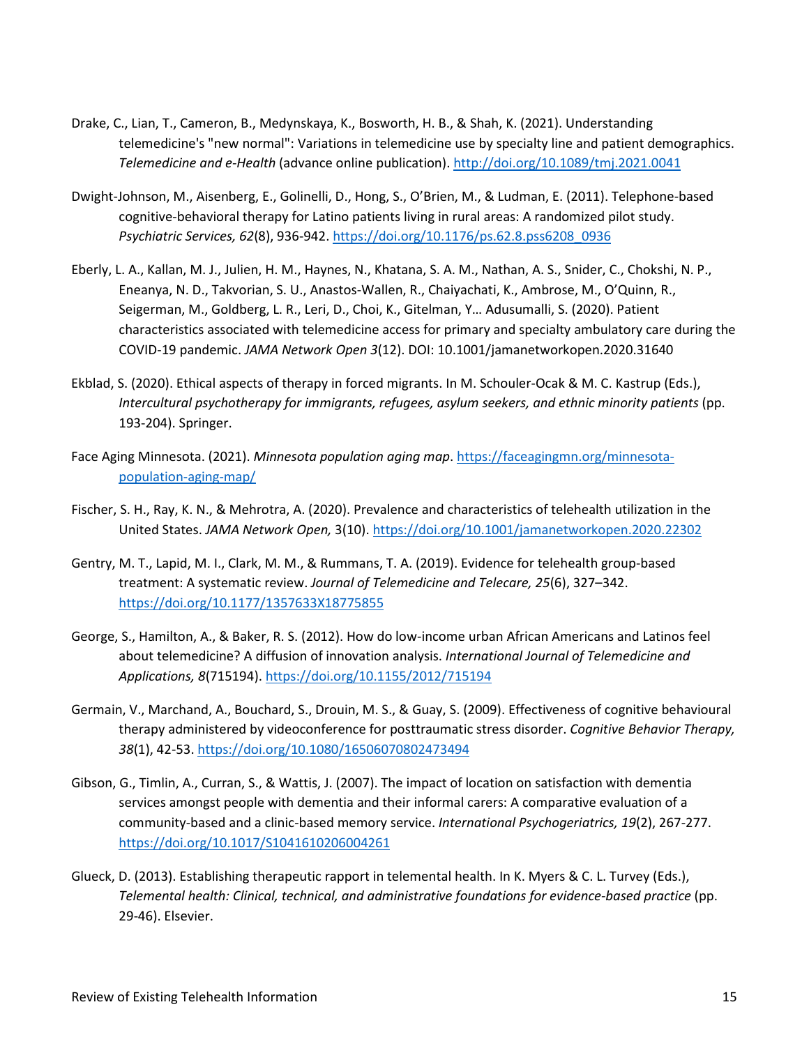Drake, C., Lian, T., Cameron, B., Medynskaya, K., Bosworth, H. B., & Shah, K. (2021). Understanding telemedicine's "new normal": Variations in telemedicine use by specialty line and patient demographics. *Telemedicine and e-Health* (advance online publication). http://doi.org/10.1089/tmj.2021.0041

Dwight-Johnson, M., Aisenberg, E., Golinelli, D., Hong, S., O'Brien, M., & Ludman, E. (2011). Telephone-based cognitive-behavioral therapy for Latino patients living in rural areas: A randomized pilot study. *Psychiatric Services, 62*(8), 936-942. https://doi.org/10.1176/ps.62.8.pss6208_0936

Eberly, L. A., Kallan, M. J., Julien, H. M., Haynes, N., Khatana, S. A. M., Nathan, A. S., Snider, C., Chokshi, N. P., Eneanya, N. D., Takvorian, S. U., Anastos-Wallen, R., Chaiyachati, K., Ambrose, M., O'Quinn, R., Seigerman, M., Goldberg, L. R., Leri, D., Choi, K., Gitelman, Y… Adusumalli, S. (2020). Patient characteristics associated with telemedicine access for primary and specialty ambulatory care during the COVID-19 pandemic. *JAMA Network Open 3*(12). DOI: 10.1001/jamanetworkopen.2020.31640

Ekblad, S. (2020). Ethical aspects of therapy in forced migrants. In M. Schouler-Ocak & M. C. Kastrup (Eds.), *Intercultural psychotherapy for immigrants, refugees, asylum seekers, and ethnic minority patients* (pp. 193-204). Springer.

Face Aging Minnesota. (2021). *Minnesota population aging map*. https://faceagingmn.org/minnesota-population-aging-map/

Fischer, S. H., Ray, K. N., & Mehrotra, A. (2020). Prevalence and characteristics of telehealth utilization in the United States. *JAMA Network Open,* 3(10). https://doi.org/10.1001/jamanetworkopen.2020.22302

Gentry, M. T., Lapid, M. I., Clark, M. M., & Rummans, T. A. (2019). Evidence for telehealth group-based treatment: A systematic review. *Journal of Telemedicine and Telecare, 25*(6), 327–342. https://doi.org/10.1177/1357633X18775855

George, S., Hamilton, A., & Baker, R. S. (2012). How do low-income urban African Americans and Latinos feel about telemedicine? A diffusion of innovation analysis. *International Journal of Telemedicine and Applications, 8*(715194). https://doi.org/10.1155/2012/715194

Germain, V., Marchand, A., Bouchard, S., Drouin, M. S., & Guay, S. (2009). Effectiveness of cognitive behavioural therapy administered by videoconference for posttraumatic stress disorder. *Cognitive Behavior Therapy, 38*(1), 42-53. https://doi.org/10.1080/16506070802473494

Gibson, G., Timlin, A., Curran, S., & Wattis, J. (2007). The impact of location on satisfaction with dementia services amongst people with dementia and their informal carers: A comparative evaluation of a community-based and a clinic-based memory service. *International Psychogeriatrics, 19*(2), 267-277. https://doi.org/10.1017/S1041610206004261

Glueck, D. (2013). Establishing therapeutic rapport in telemental health. In K. Myers & C. L. Turvey (Eds.), *Telemental health: Clinical, technical, and administrative foundations for evidence-based practice* (pp. 29-46). Elsevier.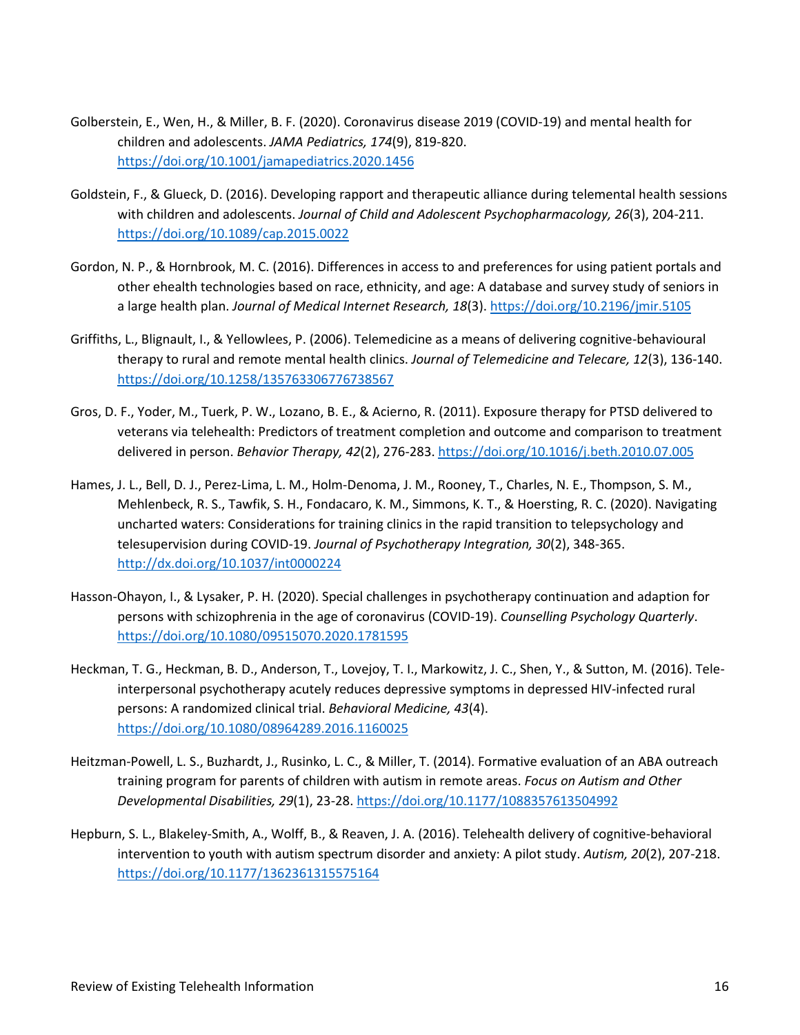Golberstein, E., Wen, H., & Miller, B. F. (2020). Coronavirus disease 2019 (COVID-19) and mental health for children and adolescents. *JAMA Pediatrics, 174*(9), 819-820. https://doi.org/10.1001/jamapediatrics.2020.1456

Goldstein, F., & Glueck, D. (2016). Developing rapport and therapeutic alliance during telemental health sessions with children and adolescents. *Journal of Child and Adolescent Psychopharmacology, 26*(3), 204-211. https://doi.org/10.1089/cap.2015.0022

Gordon, N. P., & Hornbrook, M. C. (2016). Differences in access to and preferences for using patient portals and other ehealth technologies based on race, ethnicity, and age: A database and survey study of seniors in a large health plan. *Journal of Medical Internet Research, 18*(3). https://doi.org/10.2196/jmir.5105

Griffiths, L., Blignault, I., & Yellowlees, P. (2006). Telemedicine as a means of delivering cognitive-behavioural therapy to rural and remote mental health clinics. *Journal of Telemedicine and Telecare, 12*(3), 136-140. https://doi.org/10.1258/135763306776738567

Gros, D. F., Yoder, M., Tuerk, P. W., Lozano, B. E., & Acierno, R. (2011). Exposure therapy for PTSD delivered to veterans via telehealth: Predictors of treatment completion and outcome and comparison to treatment delivered in person. *Behavior Therapy, 42*(2), 276-283. https://doi.org/10.1016/j.beth.2010.07.005

Hames, J. L., Bell, D. J., Perez-Lima, L. M., Holm-Denoma, J. M., Rooney, T., Charles, N. E., Thompson, S. M., Mehlenbeck, R. S., Tawfik, S. H., Fondacaro, K. M., Simmons, K. T., & Hoersting, R. C. (2020). Navigating uncharted waters: Considerations for training clinics in the rapid transition to telepsychology and telesupervision during COVID-19. *Journal of Psychotherapy Integration, 30*(2), 348-365. http://dx.doi.org/10.1037/int0000224

Hasson-Ohayon, I., & Lysaker, P. H. (2020). Special challenges in psychotherapy continuation and adaption for persons with schizophrenia in the age of coronavirus (COVID-19). *Counselling Psychology Quarterly*. https://doi.org/10.1080/09515070.2020.1781595

Heckman, T. G., Heckman, B. D., Anderson, T., Lovejoy, T. I., Markowitz, J. C., Shen, Y., & Sutton, M. (2016). Tele-interpersonal psychotherapy acutely reduces depressive symptoms in depressed HIV-infected rural persons: A randomized clinical trial. *Behavioral Medicine, 43*(4). https://doi.org/10.1080/08964289.2016.1160025

Heitzman-Powell, L. S., Buzhardt, J., Rusinko, L. C., & Miller, T. (2014). Formative evaluation of an ABA outreach training program for parents of children with autism in remote areas. *Focus on Autism and Other Developmental Disabilities, 29*(1), 23-28. https://doi.org/10.1177/1088357613504992

Hepburn, S. L., Blakeley-Smith, A., Wolff, B., & Reaven, J. A. (2016). Telehealth delivery of cognitive-behavioral intervention to youth with autism spectrum disorder and anxiety: A pilot study. *Autism, 20*(2), 207-218. https://doi.org/10.1177/1362361315575164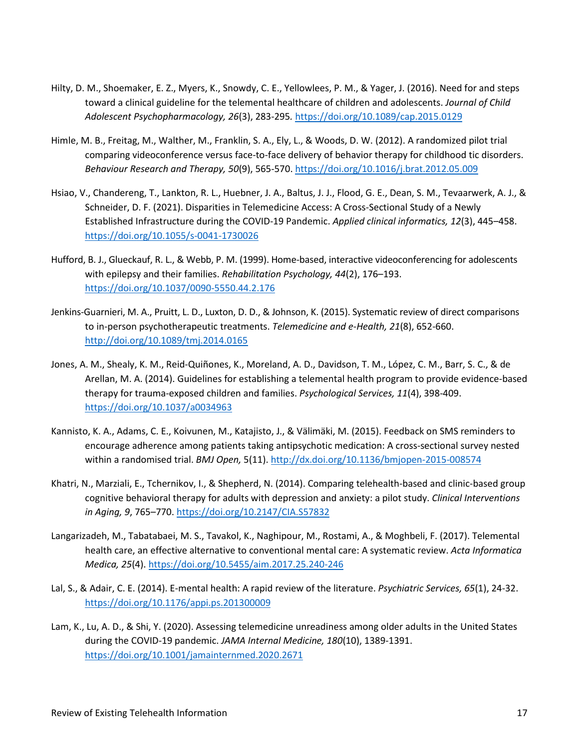Hilty, D. M., Shoemaker, E. Z., Myers, K., Snowdy, C. E., Yellowlees, P. M., & Yager, J. (2016). Need for and steps toward a clinical guideline for the telemental healthcare of children and adolescents. *Journal of Child Adolescent Psychopharmacology, 26*(3), 283-295. https://doi.org/10.1089/cap.2015.0129

Himle, M. B., Freitag, M., Walther, M., Franklin, S. A., Ely, L., & Woods, D. W. (2012). A randomized pilot trial comparing videoconference versus face-to-face delivery of behavior therapy for childhood tic disorders. *Behaviour Research and Therapy, 50*(9), 565-570. https://doi.org/10.1016/j.brat.2012.05.009

Hsiao, V., Chandereng, T., Lankton, R. L., Huebner, J. A., Baltus, J. J., Flood, G. E., Dean, S. M., Tevaarwerk, A. J., & Schneider, D. F. (2021). Disparities in Telemedicine Access: A Cross-Sectional Study of a Newly Established Infrastructure during the COVID-19 Pandemic. *Applied clinical informatics, 12*(3), 445–458. https://doi.org/10.1055/s-0041-1730026

Hufford, B. J., Glueckauf, R. L., & Webb, P. M. (1999). Home-based, interactive videoconferencing for adolescents with epilepsy and their families. *Rehabilitation Psychology, 44*(2), 176–193. https://doi.org/10.1037/0090-5550.44.2.176

Jenkins-Guarnieri, M. A., Pruitt, L. D., Luxton, D. D., & Johnson, K. (2015). Systematic review of direct comparisons to in-person psychotherapeutic treatments. *Telemedicine and e-Health, 21*(8), 652-660. http://doi.org/10.1089/tmj.2014.0165

Jones, A. M., Shealy, K. M., Reid-Quiñones, K., Moreland, A. D., Davidson, T. M., López, C. M., Barr, S. C., & de Arellan, M. A. (2014). Guidelines for establishing a telemental health program to provide evidence-based therapy for trauma-exposed children and families. *Psychological Services, 11*(4), 398-409. https://doi.org/10.1037/a0034963

Kannisto, K. A., Adams, C. E., Koivunen, M., Katajisto, J., & Välimäki, M. (2015). Feedback on SMS reminders to encourage adherence among patients taking antipsychotic medication: A cross-sectional survey nested within a randomised trial. *BMJ Open,* 5(11). http://dx.doi.org/10.1136/bmjopen-2015-008574

Khatri, N., Marziali, E., Tchernikov, I., & Shepherd, N. (2014). Comparing telehealth-based and clinic-based group cognitive behavioral therapy for adults with depression and anxiety: a pilot study. *Clinical Interventions in Aging, 9*, 765–770. https://doi.org/10.2147/CIA.S57832

Langarizadeh, M., Tabatabaei, M. S., Tavakol, K., Naghipour, M., Rostami, A., & Moghbeli, F. (2017). Telemental health care, an effective alternative to conventional mental care: A systematic review. *Acta Informatica Medica, 25*(4). https://doi.org/10.5455/aim.2017.25.240-246

Lal, S., & Adair, C. E. (2014). E-mental health: A rapid review of the literature. *Psychiatric Services, 65*(1), 24-32. https://doi.org/10.1176/appi.ps.201300009

Lam, K., Lu, A. D., & Shi, Y. (2020). Assessing telemedicine unreadiness among older adults in the United States during the COVID-19 pandemic. *JAMA Internal Medicine, 180*(10), 1389-1391. https://doi.org/10.1001/jamainternmed.2020.2671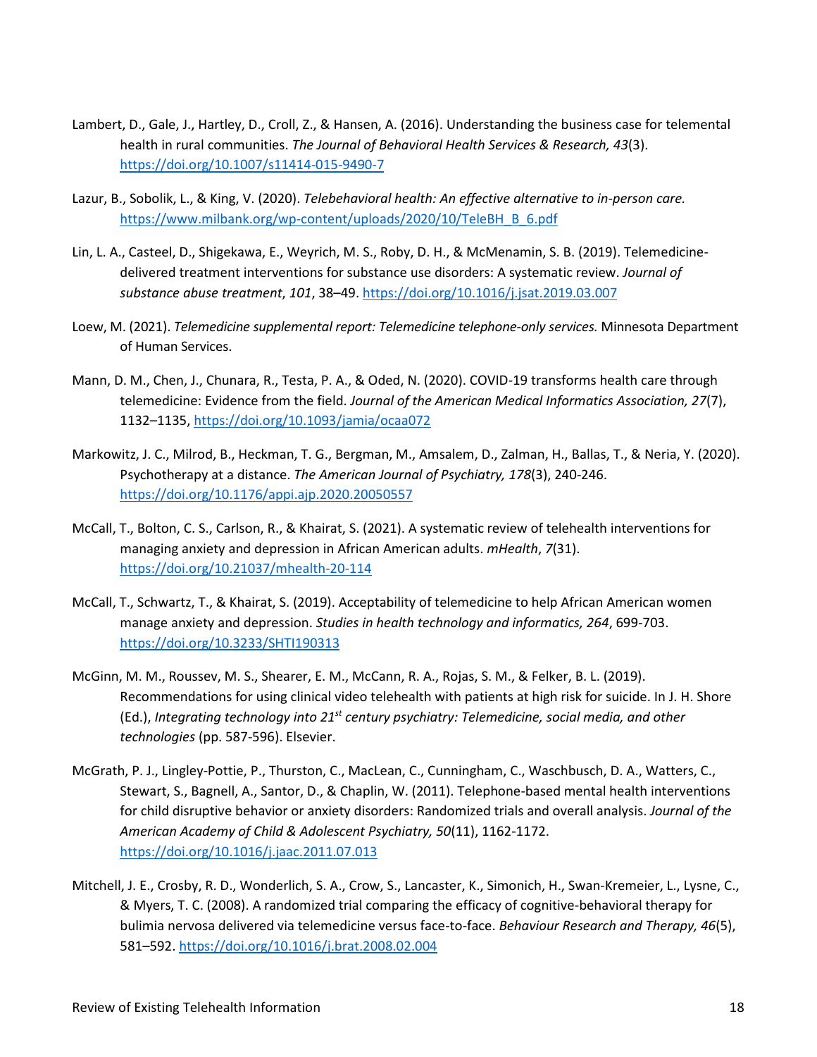Lambert, D., Gale, J., Hartley, D., Croll, Z., & Hansen, A. (2016). Understanding the business case for telemental health in rural communities. *The Journal of Behavioral Health Services & Research, 43*(3). https://doi.org/10.1007/s11414-015-9490-7

Lazur, B., Sobolik, L., & King, V. (2020). *Telebehavioral health: An effective alternative to in-person care.* https://www.milbank.org/wp-content/uploads/2020/10/TeleBH_B_6.pdf

Lin, L. A., Casteel, D., Shigekawa, E., Weyrich, M. S., Roby, D. H., & McMenamin, S. B. (2019). Telemedicine-delivered treatment interventions for substance use disorders: A systematic review. *Journal of substance abuse treatment*, *101*, 38–49. https://doi.org/10.1016/j.jsat.2019.03.007

Loew, M. (2021). *Telemedicine supplemental report: Telemedicine telephone-only services.* Minnesota Department of Human Services.

Mann, D. M., Chen, J., Chunara, R., Testa, P. A., & Oded, N. (2020). COVID-19 transforms health care through telemedicine: Evidence from the field. *Journal of the American Medical Informatics Association, 27*(7), 1132–1135, https://doi.org/10.1093/jamia/ocaa072

Markowitz, J. C., Milrod, B., Heckman, T. G., Bergman, M., Amsalem, D., Zalman, H., Ballas, T., & Neria, Y. (2020). Psychotherapy at a distance. *The American Journal of Psychiatry, 178*(3), 240-246. https://doi.org/10.1176/appi.ajp.2020.20050557

McCall, T., Bolton, C. S., Carlson, R., & Khairat, S. (2021). A systematic review of telehealth interventions for managing anxiety and depression in African American adults. *mHealth*, *7*(31). https://doi.org/10.21037/mhealth-20-114

McCall, T., Schwartz, T., & Khairat, S. (2019). Acceptability of telemedicine to help African American women manage anxiety and depression. *Studies in health technology and informatics, 264*, 699-703. https://doi.org/10.3233/SHTI190313

McGinn, M. M., Roussev, M. S., Shearer, E. M., McCann, R. A., Rojas, S. M., & Felker, B. L. (2019). Recommendations for using clinical video telehealth with patients at high risk for suicide. In J. H. Shore (Ed.), *Integrating technology into 21st century psychiatry: Telemedicine, social media, and other technologies* (pp. 587-596). Elsevier.

McGrath, P. J., Lingley-Pottie, P., Thurston, C., MacLean, C., Cunningham, C., Waschbusch, D. A., Watters, C., Stewart, S., Bagnell, A., Santor, D., & Chaplin, W. (2011). Telephone-based mental health interventions for child disruptive behavior or anxiety disorders: Randomized trials and overall analysis. *Journal of the American Academy of Child & Adolescent Psychiatry, 50*(11), 1162-1172. https://doi.org/10.1016/j.jaac.2011.07.013

Mitchell, J. E., Crosby, R. D., Wonderlich, S. A., Crow, S., Lancaster, K., Simonich, H., Swan-Kremeier, L., Lysne, C., & Myers, T. C. (2008). A randomized trial comparing the efficacy of cognitive-behavioral therapy for bulimia nervosa delivered via telemedicine versus face-to-face. *Behaviour Research and Therapy, 46*(5), 581–592. https://doi.org/10.1016/j.brat.2008.02.004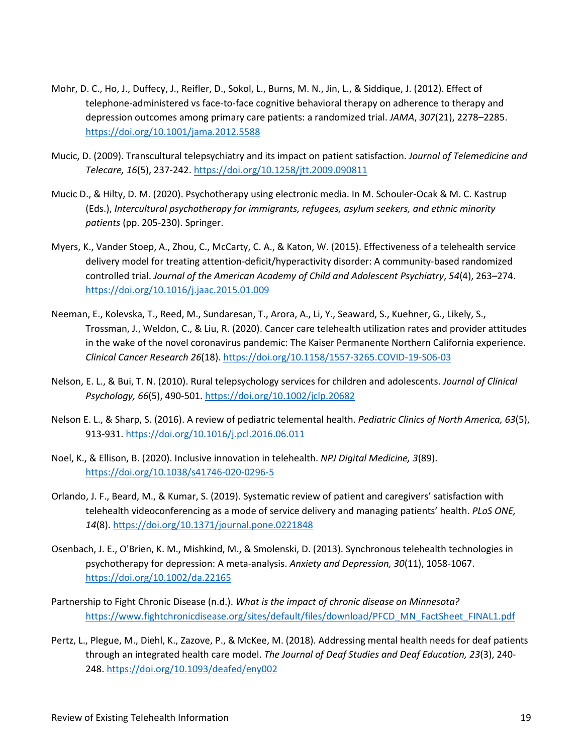Mohr, D. C., Ho, J., Duffecy, J., Reifler, D., Sokol, L., Burns, M. N., Jin, L., & Siddique, J. (2012). Effect of telephone-administered vs face-to-face cognitive behavioral therapy on adherence to therapy and depression outcomes among primary care patients: a randomized trial. *JAMA*, *307*(21), 2278–2285. https://doi.org/10.1001/jama.2012.5588

Mucic, D. (2009). Transcultural telepsychiatry and its impact on patient satisfaction. *Journal of Telemedicine and Telecare, 16*(5), 237-242. https://doi.org/10.1258/jtt.2009.090811

Mucic D., & Hilty, D. M. (2020). Psychotherapy using electronic media. In M. Schouler-Ocak & M. C. Kastrup (Eds.), *Intercultural psychotherapy for immigrants, refugees, asylum seekers, and ethnic minority patients* (pp. 205-230). Springer.

Myers, K., Vander Stoep, A., Zhou, C., McCarty, C. A., & Katon, W. (2015). Effectiveness of a telehealth service delivery model for treating attention-deficit/hyperactivity disorder: A community-based randomized controlled trial. *Journal of the American Academy of Child and Adolescent Psychiatry*, *54*(4), 263–274. https://doi.org/10.1016/j.jaac.2015.01.009

Neeman, E., Kolevska, T., Reed, M., Sundaresan, T., Arora, A., Li, Y., Seaward, S., Kuehner, G., Likely, S., Trossman, J., Weldon, C., & Liu, R. (2020). Cancer care telehealth utilization rates and provider attitudes in the wake of the novel coronavirus pandemic: The Kaiser Permanente Northern California experience. *Clinical Cancer Research 26*(18). https://doi.org/10.1158/1557-3265.COVID-19-S06-03

Nelson, E. L., & Bui, T. N. (2010). Rural telepsychology services for children and adolescents. *Journal of Clinical Psychology, 66*(5), 490-501. https://doi.org/10.1002/jclp.20682

Nelson E. L., & Sharp, S. (2016). A review of pediatric telemental health. *Pediatric Clinics of North America, 63*(5), 913-931. https://doi.org/10.1016/j.pcl.2016.06.011

Noel, K., & Ellison, B. (2020). Inclusive innovation in telehealth. *NPJ Digital Medicine, 3*(89). https://doi.org/10.1038/s41746-020-0296-5

Orlando, J. F., Beard, M., & Kumar, S. (2019). Systematic review of patient and caregivers' satisfaction with telehealth videoconferencing as a mode of service delivery and managing patients' health. *PLoS ONE, 14*(8). https://doi.org/10.1371/journal.pone.0221848

Osenbach, J. E., O'Brien, K. M., Mishkind, M., & Smolenski, D. (2013). Synchronous telehealth technologies in psychotherapy for depression: A meta-analysis. *Anxiety and Depression, 30*(11), 1058-1067. https://doi.org/10.1002/da.22165

Partnership to Fight Chronic Disease (n.d.). *What is the impact of chronic disease on Minnesota?* https://www.fightchronicdisease.org/sites/default/files/download/PFCD_MN_FactSheet_FINAL1.pdf

Pertz, L., Plegue, M., Diehl, K., Zazove, P., & McKee, M. (2018). Addressing mental health needs for deaf patients through an integrated health care model. *The Journal of Deaf Studies and Deaf Education, 23*(3), 240-248. https://doi.org/10.1093/deafed/eny002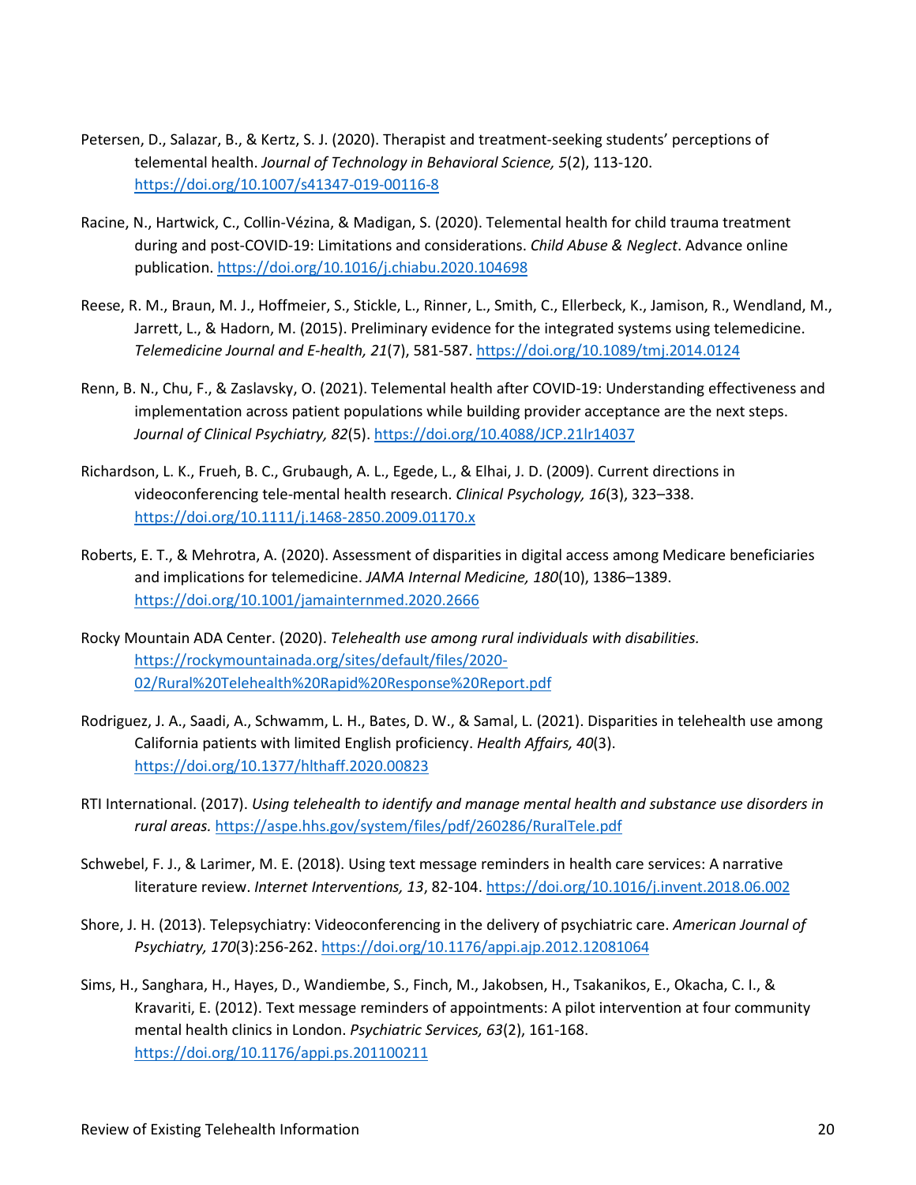Petersen, D., Salazar, B., & Kertz, S. J. (2020). Therapist and treatment-seeking students' perceptions of telemental health. *Journal of Technology in Behavioral Science, 5*(2), 113-120. https://doi.org/10.1007/s41347-019-00116-8

Racine, N., Hartwick, C., Collin-Vézina, & Madigan, S. (2020). Telemental health for child trauma treatment during and post-COVID-19: Limitations and considerations. *Child Abuse & Neglect*. Advance online publication. https://doi.org/10.1016/j.chiabu.2020.104698

Reese, R. M., Braun, M. J., Hoffmeier, S., Stickle, L., Rinner, L., Smith, C., Ellerbeck, K., Jamison, R., Wendland, M., Jarrett, L., & Hadorn, M. (2015). Preliminary evidence for the integrated systems using telemedicine. *Telemedicine Journal and E-health, 21*(7), 581-587. https://doi.org/10.1089/tmj.2014.0124

Renn, B. N., Chu, F., & Zaslavsky, O. (2021). Telemental health after COVID-19: Understanding effectiveness and implementation across patient populations while building provider acceptance are the next steps. *Journal of Clinical Psychiatry, 82*(5). https://doi.org/10.4088/JCP.21lr14037

Richardson, L. K., Frueh, B. C., Grubaugh, A. L., Egede, L., & Elhai, J. D. (2009). Current directions in videoconferencing tele-mental health research. *Clinical Psychology, 16*(3), 323–338. https://doi.org/10.1111/j.1468-2850.2009.01170.x

Roberts, E. T., & Mehrotra, A. (2020). Assessment of disparities in digital access among Medicare beneficiaries and implications for telemedicine. *JAMA Internal Medicine, 180*(10), 1386–1389. https://doi.org/10.1001/jamainternmed.2020.2666

Rocky Mountain ADA Center. (2020). *Telehealth use among rural individuals with disabilities.* https://rockymountainada.org/sites/default/files/2020-02/Rural%20Telehealth%20Rapid%20Response%20Report.pdf

Rodriguez, J. A., Saadi, A., Schwamm, L. H., Bates, D. W., & Samal, L. (2021). Disparities in telehealth use among California patients with limited English proficiency. *Health Affairs, 40*(3). https://doi.org/10.1377/hlthaff.2020.00823

RTI International. (2017). *Using telehealth to identify and manage mental health and substance use disorders in rural areas.* https://aspe.hhs.gov/system/files/pdf/260286/RuralTele.pdf

Schwebel, F. J., & Larimer, M. E. (2018). Using text message reminders in health care services: A narrative literature review. *Internet Interventions, 13*, 82-104. https://doi.org/10.1016/j.invent.2018.06.002

Shore, J. H. (2013). Telepsychiatry: Videoconferencing in the delivery of psychiatric care. *American Journal of Psychiatry, 170*(3):256-262. https://doi.org/10.1176/appi.ajp.2012.12081064

Sims, H., Sanghara, H., Hayes, D., Wandiembe, S., Finch, M., Jakobsen, H., Tsakanikos, E., Okacha, C. I., & Kravariti, E. (2012). Text message reminders of appointments: A pilot intervention at four community mental health clinics in London. *Psychiatric Services, 63*(2), 161-168. https://doi.org/10.1176/appi.ps.201100211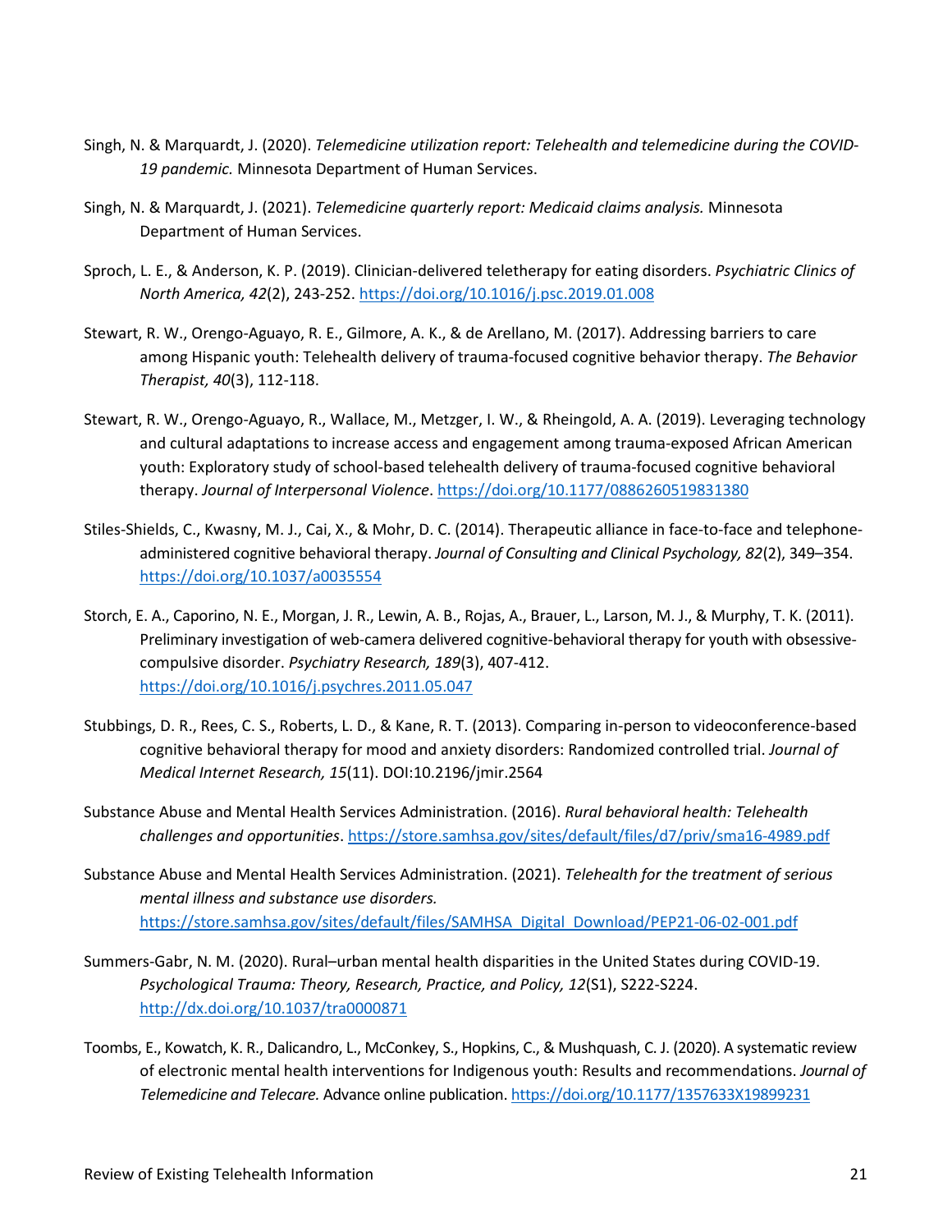Singh, N. & Marquardt, J. (2020). *Telemedicine utilization report: Telehealth and telemedicine during the COVID-19 pandemic.* Minnesota Department of Human Services.

Singh, N. & Marquardt, J. (2021). *Telemedicine quarterly report: Medicaid claims analysis.* Minnesota Department of Human Services.

Sproch, L. E., & Anderson, K. P. (2019). Clinician-delivered teletherapy for eating disorders. *Psychiatric Clinics of North America, 42*(2), 243-252. https://doi.org/10.1016/j.psc.2019.01.008

Stewart, R. W., Orengo-Aguayo, R. E., Gilmore, A. K., & de Arellano, M. (2017). Addressing barriers to care among Hispanic youth: Telehealth delivery of trauma-focused cognitive behavior therapy. *The Behavior Therapist, 40*(3), 112-118.

Stewart, R. W., Orengo-Aguayo, R., Wallace, M., Metzger, I. W., & Rheingold, A. A. (2019). Leveraging technology and cultural adaptations to increase access and engagement among trauma-exposed African American youth: Exploratory study of school-based telehealth delivery of trauma-focused cognitive behavioral therapy. *Journal of Interpersonal Violence*. https://doi.org/10.1177/0886260519831380

Stiles-Shields, C., Kwasny, M. J., Cai, X., & Mohr, D. C. (2014). Therapeutic alliance in face-to-face and telephone-administered cognitive behavioral therapy. *Journal of Consulting and Clinical Psychology, 82*(2), 349–354. https://doi.org/10.1037/a0035554

Storch, E. A., Caporino, N. E., Morgan, J. R., Lewin, A. B., Rojas, A., Brauer, L., Larson, M. J., & Murphy, T. K. (2011). Preliminary investigation of web-camera delivered cognitive-behavioral therapy for youth with obsessive-compulsive disorder. *Psychiatry Research, 189*(3), 407-412. https://doi.org/10.1016/j.psychres.2011.05.047

Stubbings, D. R., Rees, C. S., Roberts, L. D., & Kane, R. T. (2013). Comparing in-person to videoconference-based cognitive behavioral therapy for mood and anxiety disorders: Randomized controlled trial. *Journal of Medical Internet Research, 15*(11). DOI:10.2196/jmir.2564

Substance Abuse and Mental Health Services Administration. (2016). *Rural behavioral health: Telehealth challenges and opportunities*. https://store.samhsa.gov/sites/default/files/d7/priv/sma16-4989.pdf

Substance Abuse and Mental Health Services Administration. (2021). *Telehealth for the treatment of serious mental illness and substance use disorders.* https://store.samhsa.gov/sites/default/files/SAMHSA_Digital_Download/PEP21-06-02-001.pdf

Summers-Gabr, N. M. (2020). Rural–urban mental health disparities in the United States during COVID-19. *Psychological Trauma: Theory, Research, Practice, and Policy, 12*(S1), S222-S224. http://dx.doi.org/10.1037/tra0000871

Toombs, E., Kowatch, K. R., Dalicandro, L., McConkey, S., Hopkins, C., & Mushquash, C. J. (2020). A systematic review of electronic mental health interventions for Indigenous youth: Results and recommendations. *Journal of Telemedicine and Telecare.* Advance online publication. https://doi.org/10.1177/1357633X19899231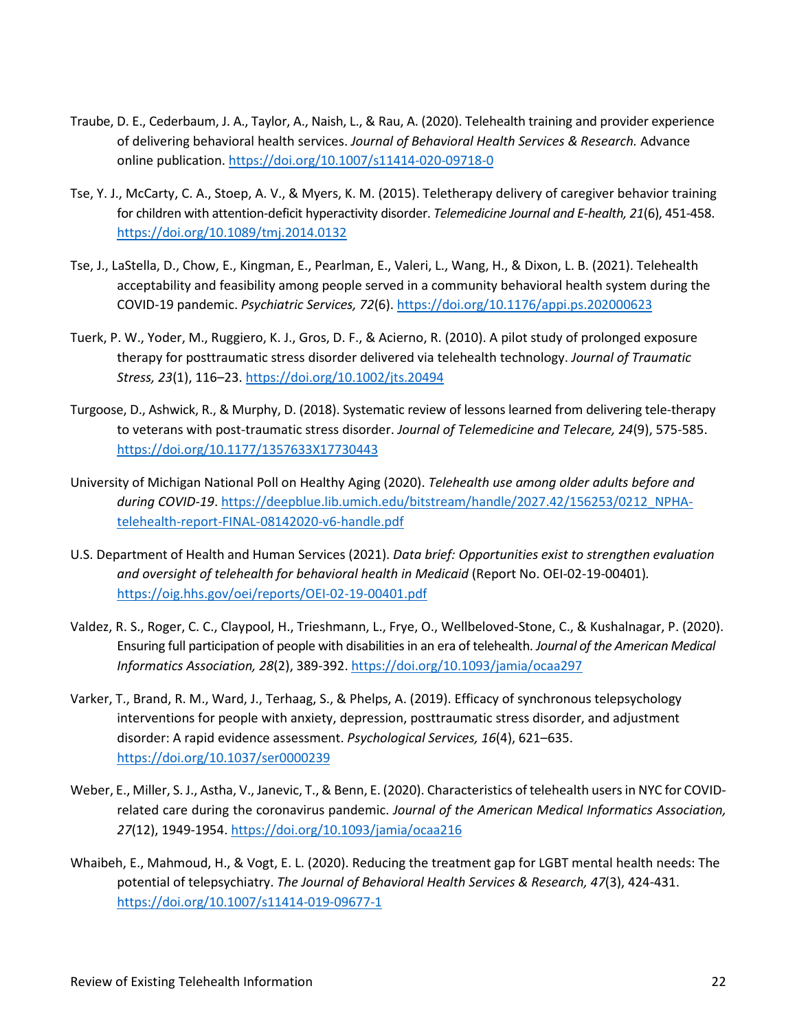Traube, D. E., Cederbaum, J. A., Taylor, A., Naish, L., & Rau, A. (2020). Telehealth training and provider experience of delivering behavioral health services. *Journal of Behavioral Health Services & Research.* Advance online publication. https://doi.org/10.1007/s11414-020-09718-0

Tse, Y. J., McCarty, C. A., Stoep, A. V., & Myers, K. M. (2015). Teletherapy delivery of caregiver behavior training for children with attention-deficit hyperactivity disorder. *Telemedicine Journal and E-health, 21*(6), 451-458. https://doi.org/10.1089/tmj.2014.0132

Tse, J., LaStella, D., Chow, E., Kingman, E., Pearlman, E., Valeri, L., Wang, H., & Dixon, L. B. (2021). Telehealth acceptability and feasibility among people served in a community behavioral health system during the COVID-19 pandemic. *Psychiatric Services, 72*(6). https://doi.org/10.1176/appi.ps.202000623

Tuerk, P. W., Yoder, M., Ruggiero, K. J., Gros, D. F., & Acierno, R. (2010). A pilot study of prolonged exposure therapy for posttraumatic stress disorder delivered via telehealth technology. *Journal of Traumatic Stress, 23*(1), 116–23. https://doi.org/10.1002/jts.20494

Turgoose, D., Ashwick, R., & Murphy, D. (2018). Systematic review of lessons learned from delivering tele-therapy to veterans with post-traumatic stress disorder. *Journal of Telemedicine and Telecare, 24*(9), 575-585. https://doi.org/10.1177/1357633X17730443

University of Michigan National Poll on Healthy Aging (2020). *Telehealth use among older adults before and during COVID-19*. https://deepblue.lib.umich.edu/bitstream/handle/2027.42/156253/0212_NPHA-telehealth-report-FINAL-08142020-v6-handle.pdf

U.S. Department of Health and Human Services (2021). *Data brief: Opportunities exist to strengthen evaluation and oversight of telehealth for behavioral health in Medicaid* (Report No. OEI-02-19-00401)*.* https://oig.hhs.gov/oei/reports/OEI-02-19-00401.pdf

Valdez, R. S., Roger, C. C., Claypool, H., Trieshmann, L., Frye, O., Wellbeloved-Stone, C., & Kushalnagar, P. (2020). Ensuring full participation of people with disabilities in an era of telehealth. *Journal of the American Medical Informatics Association, 28*(2), 389-392. https://doi.org/10.1093/jamia/ocaa297

Varker, T., Brand, R. M., Ward, J., Terhaag, S., & Phelps, A. (2019). Efficacy of synchronous telepsychology interventions for people with anxiety, depression, posttraumatic stress disorder, and adjustment disorder: A rapid evidence assessment. *Psychological Services, 16*(4), 621–635. https://doi.org/10.1037/ser0000239

Weber, E., Miller, S. J., Astha, V., Janevic, T., & Benn, E. (2020). Characteristics of telehealth users in NYC for COVID-related care during the coronavirus pandemic. *Journal of the American Medical Informatics Association, 27*(12), 1949-1954. https://doi.org/10.1093/jamia/ocaa216

Whaibeh, E., Mahmoud, H., & Vogt, E. L. (2020). Reducing the treatment gap for LGBT mental health needs: The potential of telepsychiatry. *The Journal of Behavioral Health Services & Research, 47*(3), 424-431. https://doi.org/10.1007/s11414-019-09677-1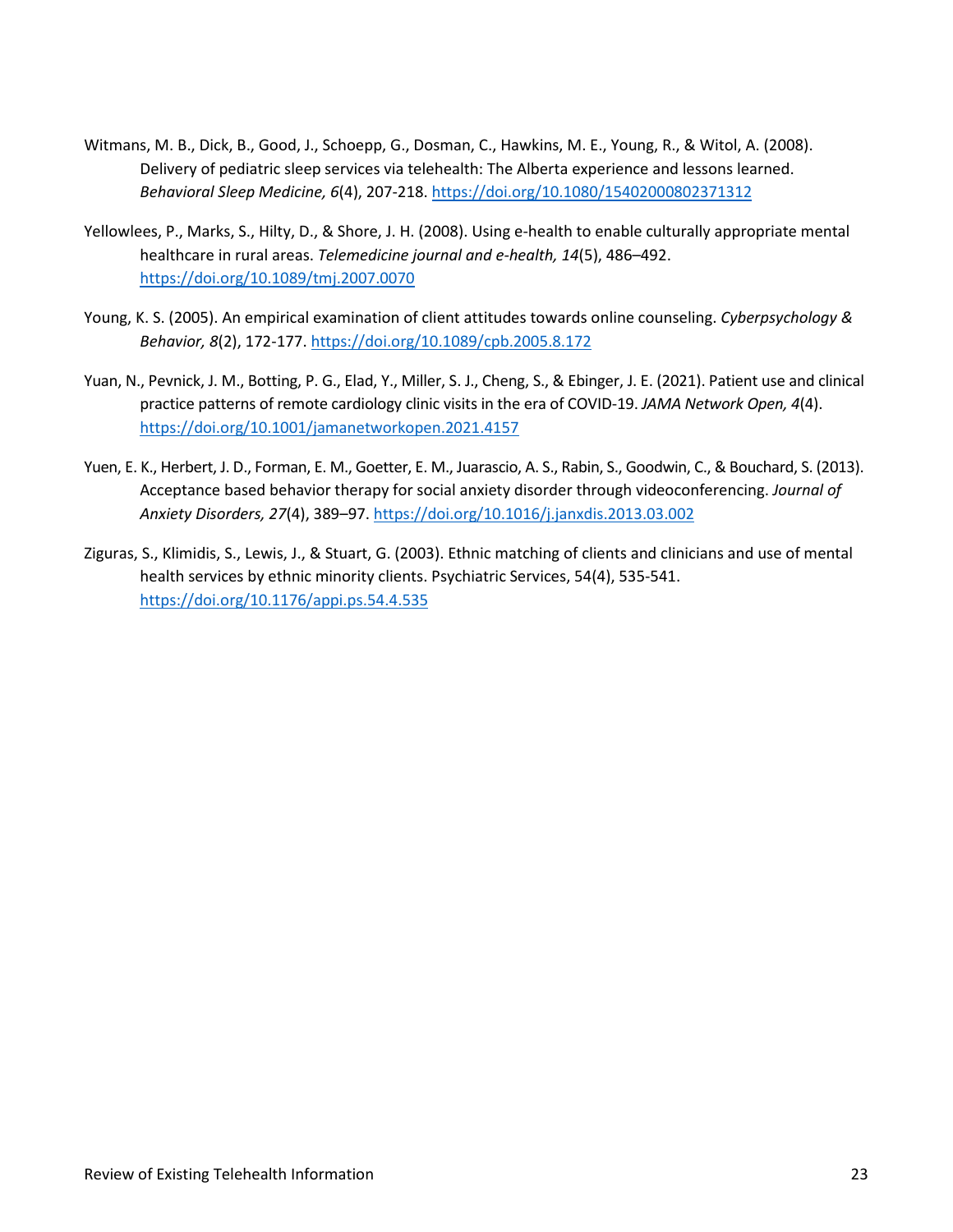Witmans, M. B., Dick, B., Good, J., Schoepp, G., Dosman, C., Hawkins, M. E., Young, R., & Witol, A. (2008). Delivery of pediatric sleep services via telehealth: The Alberta experience and lessons learned. *Behavioral Sleep Medicine, 6*(4), 207-218. https://doi.org/10.1080/15402000802371312

Yellowlees, P., Marks, S., Hilty, D., & Shore, J. H. (2008). Using e-health to enable culturally appropriate mental healthcare in rural areas. *Telemedicine journal and e-health, 14*(5), 486–492. https://doi.org/10.1089/tmj.2007.0070

Young, K. S. (2005). An empirical examination of client attitudes towards online counseling. *Cyberpsychology & Behavior, 8*(2), 172-177. https://doi.org/10.1089/cpb.2005.8.172

Yuan, N., Pevnick, J. M., Botting, P. G., Elad, Y., Miller, S. J., Cheng, S., & Ebinger, J. E. (2021). Patient use and clinical practice patterns of remote cardiology clinic visits in the era of COVID-19. *JAMA Network Open, 4*(4). https://doi.org/10.1001/jamanetworkopen.2021.4157

Yuen, E. K., Herbert, J. D., Forman, E. M., Goetter, E. M., Juarascio, A. S., Rabin, S., Goodwin, C., & Bouchard, S. (2013). Acceptance based behavior therapy for social anxiety disorder through videoconferencing. *Journal of Anxiety Disorders, 27*(4), 389–97. https://doi.org/10.1016/j.janxdis.2013.03.002

Ziguras, S., Klimidis, S., Lewis, J., & Stuart, G. (2003). Ethnic matching of clients and clinicians and use of mental health services by ethnic minority clients. Psychiatric Services, 54(4), 535-541. https://doi.org/10.1176/appi.ps.54.4.535